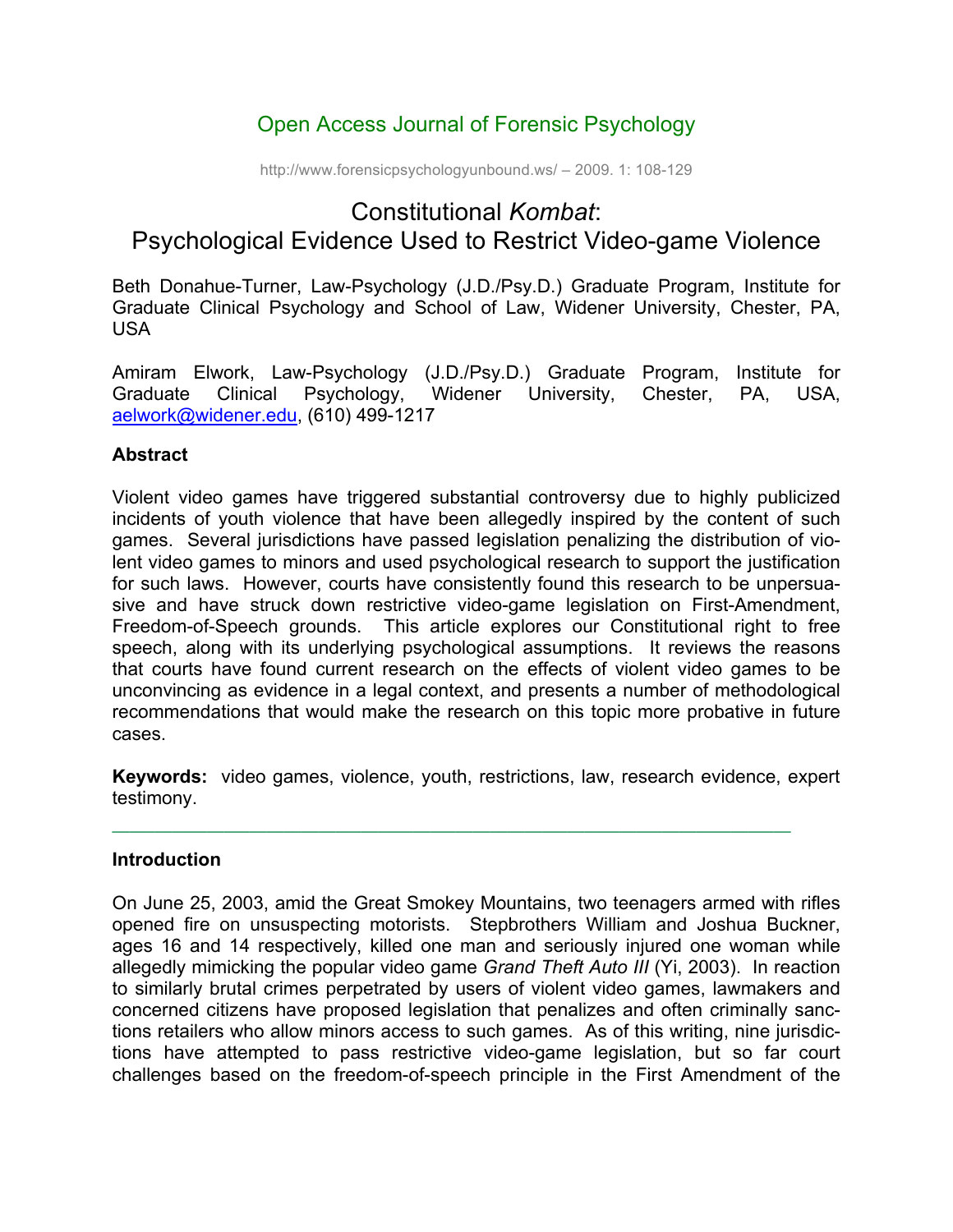Open Access Journal of Forensic Psychology

http://www.forensicpsychologyunbound.ws/ – 2009. 1: 108-129

# Constitutional *Kombat*: Psychological Evidence Used to Restrict Video-game Violence

Beth Donahue-Turner, Law-Psychology (J.D./Psy.D.) Graduate Program, Institute for Graduate Clinical Psychology and School of Law, Widener University, Chester, PA, USA

Amiram Elwork, Law-Psychology (J.D./Psy.D.) Graduate Program, Institute for Graduate Clinical Psychology, Widener University, Chester, PA, USA, aelwork@widener.edu, (610) 499-1217

**Abstract**

Violent video games have triggered substantial controversy due to highly publicized incidents of youth violence that have been allegedly inspired by the content of such games. Several jurisdictions have passed legislation penalizing the distribution of violent video games to minors and used psychological research to support the justification for such laws. However, courts have consistently found this research to be unpersuasive and have struck down restrictive video-game legislation on First-Amendment, Freedom-of-Speech grounds. This article explores our Constitutional right to free speech, along with its underlying psychological assumptions. It reviews the reasons that courts have found current research on the effects of violent video games to be unconvincing as evidence in a legal context, and presents a number of methodological recommendations that would make the research on this topic more probative in future cases.

**Keywords:** video games, violence, youth, restrictions, law, research evidence, expert testimony.

---

**Introduction**

On June 25, 2003, amid the Great Smokey Mountains, two teenagers armed with rifles opened fire on unsuspecting motorists. Stepbrothers William and Joshua Buckner, ages 16 and 14 respectively, killed one man and seriously injured one woman while allegedly mimicking the popular video game *Grand Theft Auto III* (Yi, 2003). In reaction to similarly brutal crimes perpetrated by users of violent video games, lawmakers and concerned citizens have proposed legislation that penalizes and often criminally sanctions retailers who allow minors access to such games. As of this writing, nine jurisdictions have attempted to pass restrictive video-game legislation, but so far court challenges based on the freedom-of-speech principle in the First Amendment of the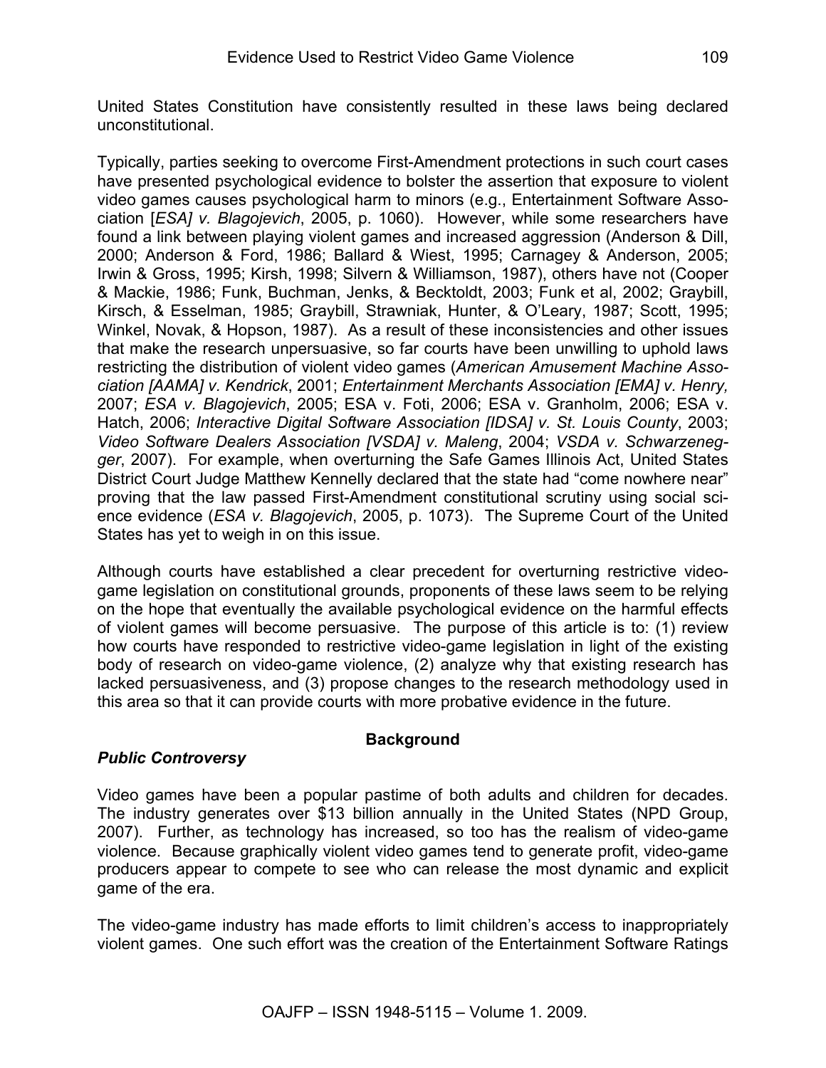United States Constitution have consistently resulted in these laws being declared unconstitutional.

Typically, parties seeking to overcome First-Amendment protections in such court cases have presented psychological evidence to bolster the assertion that exposure to violent video games causes psychological harm to minors (e.g., Entertainment Software Association [*ESA] v. Blagojevich*, 2005, p. 1060). However, while some researchers have found a link between playing violent games and increased aggression (Anderson & Dill, 2000; Anderson & Ford, 1986; Ballard & Wiest, 1995; Carnagey & Anderson, 2005; Irwin & Gross, 1995; Kirsh, 1998; Silvern & Williamson, 1987), others have not (Cooper & Mackie, 1986; Funk, Buchman, Jenks, & Becktoldt, 2003; Funk et al, 2002; Graybill, Kirsch, & Esselman, 1985; Graybill, Strawniak, Hunter, & O'Leary, 1987; Scott, 1995; Winkel, Novak, & Hopson, 1987). As a result of these inconsistencies and other issues that make the research unpersuasive, so far courts have been unwilling to uphold laws restricting the distribution of violent video games (*American Amusement Machine Association [AAMA] v. Kendrick*, 2001; *Entertainment Merchants Association [EMA] v. Henry,* 2007; *ESA v. Blagojevich*, 2005; ESA v. Foti, 2006; ESA v. Granholm, 2006; ESA v. Hatch, 2006; *Interactive Digital Software Association [IDSA] v. St. Louis County*, 2003; *Video Software Dealers Association [VSDA] v. Maleng*, 2004; *VSDA v. Schwarzenegger*, 2007). For example, when overturning the Safe Games Illinois Act, United States District Court Judge Matthew Kennelly declared that the state had "come nowhere near" proving that the law passed First-Amendment constitutional scrutiny using social science evidence (*ESA v. Blagojevich*, 2005, p. 1073). The Supreme Court of the United States has yet to weigh in on this issue.

Although courts have established a clear precedent for overturning restrictive video-game legislation on constitutional grounds, proponents of these laws seem to be relying on the hope that eventually the available psychological evidence on the harmful effects of violent games will become persuasive. The purpose of this article is to: (1) review how courts have responded to restrictive video-game legislation in light of the existing body of research on video-game violence, (2) analyze why that existing research has lacked persuasiveness, and (3) propose changes to the research methodology used in this area so that it can provide courts with more probative evidence in the future.

## Background

### *Public Controversy*

Video games have been a popular pastime of both adults and children for decades. The industry generates over $13 billion annually in the United States (NPD Group, 2007). Further, as technology has increased, so too has the realism of video-game violence. Because graphically violent video games tend to generate profit, video-game producers appear to compete to see who can release the most dynamic and explicit game of the era.

The video-game industry has made efforts to limit children's access to inappropriately violent games. One such effort was the creation of the Entertainment Software Ratings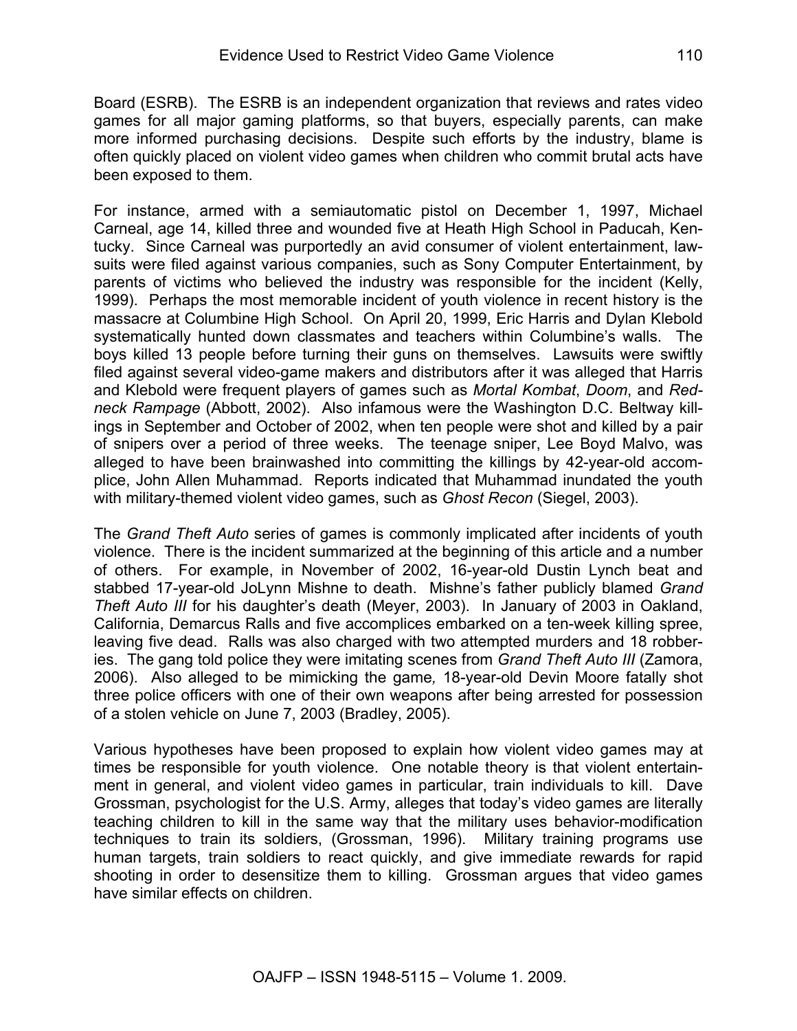Board (ESRB). The ESRB is an independent organization that reviews and rates video games for all major gaming platforms, so that buyers, especially parents, can make more informed purchasing decisions. Despite such efforts by the industry, blame is often quickly placed on violent video games when children who commit brutal acts have been exposed to them.

For instance, armed with a semiautomatic pistol on December 1, 1997, Michael Carneal, age 14, killed three and wounded five at Heath High School in Paducah, Kentucky. Since Carneal was purportedly an avid consumer of violent entertainment, lawsuits were filed against various companies, such as Sony Computer Entertainment, by parents of victims who believed the industry was responsible for the incident (Kelly, 1999). Perhaps the most memorable incident of youth violence in recent history is the massacre at Columbine High School. On April 20, 1999, Eric Harris and Dylan Klebold systematically hunted down classmates and teachers within Columbine's walls. The boys killed 13 people before turning their guns on themselves. Lawsuits were swiftly filed against several video-game makers and distributors after it was alleged that Harris and Klebold were frequent players of games such as *Mortal Kombat*, *Doom*, and *Redneck Rampage* (Abbott, 2002). Also infamous were the Washington D.C. Beltway killings in September and October of 2002, when ten people were shot and killed by a pair of snipers over a period of three weeks. The teenage sniper, Lee Boyd Malvo, was alleged to have been brainwashed into committing the killings by 42-year-old accomplice, John Allen Muhammad. Reports indicated that Muhammad inundated the youth with military-themed violent video games, such as *Ghost Recon* (Siegel, 2003).

The *Grand Theft Auto* series of games is commonly implicated after incidents of youth violence. There is the incident summarized at the beginning of this article and a number of others. For example, in November of 2002, 16-year-old Dustin Lynch beat and stabbed 17-year-old JoLynn Mishne to death. Mishne's father publicly blamed *Grand Theft Auto III* for his daughter's death (Meyer, 2003). In January of 2003 in Oakland, California, Demarcus Ralls and five accomplices embarked on a ten-week killing spree, leaving five dead. Ralls was also charged with two attempted murders and 18 robberies. The gang told police they were imitating scenes from *Grand Theft Auto III* (Zamora, 2006). Also alleged to be mimicking the game, 18-year-old Devin Moore fatally shot three police officers with one of their own weapons after being arrested for possession of a stolen vehicle on June 7, 2003 (Bradley, 2005).

Various hypotheses have been proposed to explain how violent video games may at times be responsible for youth violence. One notable theory is that violent entertainment in general, and violent video games in particular, train individuals to kill. Dave Grossman, psychologist for the U.S. Army, alleges that today's video games are literally teaching children to kill in the same way that the military uses behavior-modification techniques to train its soldiers, (Grossman, 1996). Military training programs use human targets, train soldiers to react quickly, and give immediate rewards for rapid shooting in order to desensitize them to killing. Grossman argues that video games have similar effects on children.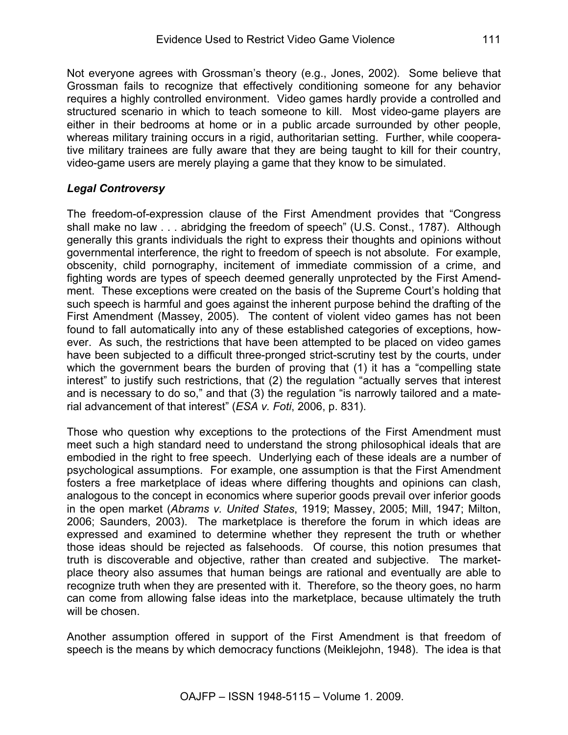Not everyone agrees with Grossman's theory (e.g., Jones, 2002). Some believe that Grossman fails to recognize that effectively conditioning someone for any behavior requires a highly controlled environment. Video games hardly provide a controlled and structured scenario in which to teach someone to kill. Most video-game players are either in their bedrooms at home or in a public arcade surrounded by other people, whereas military training occurs in a rigid, authoritarian setting. Further, while cooperative military trainees are fully aware that they are being taught to kill for their country, video-game users are merely playing a game that they know to be simulated.

### *Legal Controversy*

The freedom-of-expression clause of the First Amendment provides that "Congress shall make no law . . . abridging the freedom of speech" (U.S. Const., 1787). Although generally this grants individuals the right to express their thoughts and opinions without governmental interference, the right to freedom of speech is not absolute. For example, obscenity, child pornography, incitement of immediate commission of a crime, and fighting words are types of speech deemed generally unprotected by the First Amendment. These exceptions were created on the basis of the Supreme Court's holding that such speech is harmful and goes against the inherent purpose behind the drafting of the First Amendment (Massey, 2005). The content of violent video games has not been found to fall automatically into any of these established categories of exceptions, however. As such, the restrictions that have been attempted to be placed on video games have been subjected to a difficult three-pronged strict-scrutiny test by the courts, under which the government bears the burden of proving that (1) it has a "compelling state interest" to justify such restrictions, that (2) the regulation "actually serves that interest and is necessary to do so," and that (3) the regulation "is narrowly tailored and a material advancement of that interest" (*ESA v. Foti*, 2006, p. 831).

Those who question why exceptions to the protections of the First Amendment must meet such a high standard need to understand the strong philosophical ideals that are embodied in the right to free speech. Underlying each of these ideals are a number of psychological assumptions. For example, one assumption is that the First Amendment fosters a free marketplace of ideas where differing thoughts and opinions can clash, analogous to the concept in economics where superior goods prevail over inferior goods in the open market (*Abrams v. United States*, 1919; Massey, 2005; Mill, 1947; Milton, 2006; Saunders, 2003). The marketplace is therefore the forum in which ideas are expressed and examined to determine whether they represent the truth or whether those ideas should be rejected as falsehoods. Of course, this notion presumes that truth is discoverable and objective, rather than created and subjective. The marketplace theory also assumes that human beings are rational and eventually are able to recognize truth when they are presented with it. Therefore, so the theory goes, no harm can come from allowing false ideas into the marketplace, because ultimately the truth will be chosen.

Another assumption offered in support of the First Amendment is that freedom of speech is the means by which democracy functions (Meiklejohn, 1948). The idea is that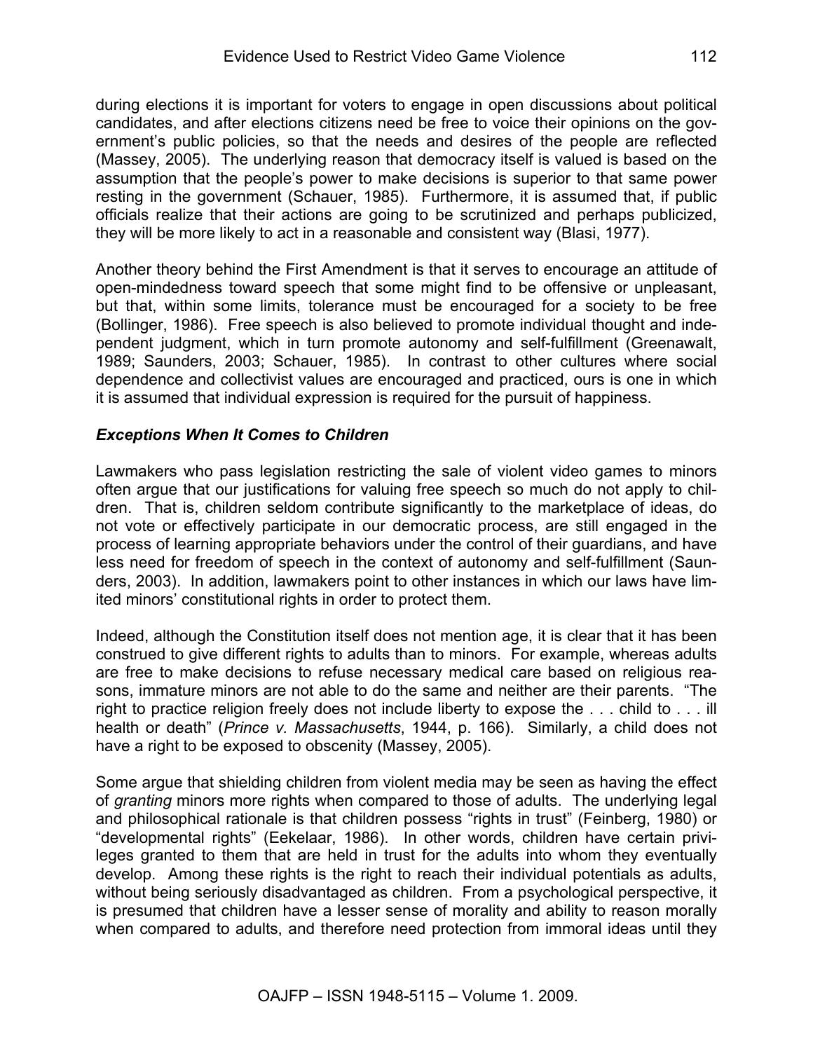during elections it is important for voters to engage in open discussions about political candidates, and after elections citizens need be free to voice their opinions on the government's public policies, so that the needs and desires of the people are reflected (Massey, 2005). The underlying reason that democracy itself is valued is based on the assumption that the people's power to make decisions is superior to that same power resting in the government (Schauer, 1985). Furthermore, it is assumed that, if public officials realize that their actions are going to be scrutinized and perhaps publicized, they will be more likely to act in a reasonable and consistent way (Blasi, 1977).

Another theory behind the First Amendment is that it serves to encourage an attitude of open-mindedness toward speech that some might find to be offensive or unpleasant, but that, within some limits, tolerance must be encouraged for a society to be free (Bollinger, 1986). Free speech is also believed to promote individual thought and independent judgment, which in turn promote autonomy and self-fulfillment (Greenawalt, 1989; Saunders, 2003; Schauer, 1985). In contrast to other cultures where social dependence and collectivist values are encouraged and practiced, ours is one in which it is assumed that individual expression is required for the pursuit of happiness.

### *Exceptions When It Comes to Children*

Lawmakers who pass legislation restricting the sale of violent video games to minors often argue that our justifications for valuing free speech so much do not apply to children. That is, children seldom contribute significantly to the marketplace of ideas, do not vote or effectively participate in our democratic process, are still engaged in the process of learning appropriate behaviors under the control of their guardians, and have less need for freedom of speech in the context of autonomy and self-fulfillment (Saunders, 2003). In addition, lawmakers point to other instances in which our laws have limited minors' constitutional rights in order to protect them.

Indeed, although the Constitution itself does not mention age, it is clear that it has been construed to give different rights to adults than to minors. For example, whereas adults are free to make decisions to refuse necessary medical care based on religious reasons, immature minors are not able to do the same and neither are their parents. "The right to practice religion freely does not include liberty to expose the . . . child to . . . ill health or death" (*Prince v. Massachusetts*, 1944, p. 166). Similarly, a child does not have a right to be exposed to obscenity (Massey, 2005).

Some argue that shielding children from violent media may be seen as having the effect of *granting* minors more rights when compared to those of adults. The underlying legal and philosophical rationale is that children possess "rights in trust" (Feinberg, 1980) or "developmental rights" (Eekelaar, 1986). In other words, children have certain privileges granted to them that are held in trust for the adults into whom they eventually develop. Among these rights is the right to reach their individual potentials as adults, without being seriously disadvantaged as children. From a psychological perspective, it is presumed that children have a lesser sense of morality and ability to reason morally when compared to adults, and therefore need protection from immoral ideas until they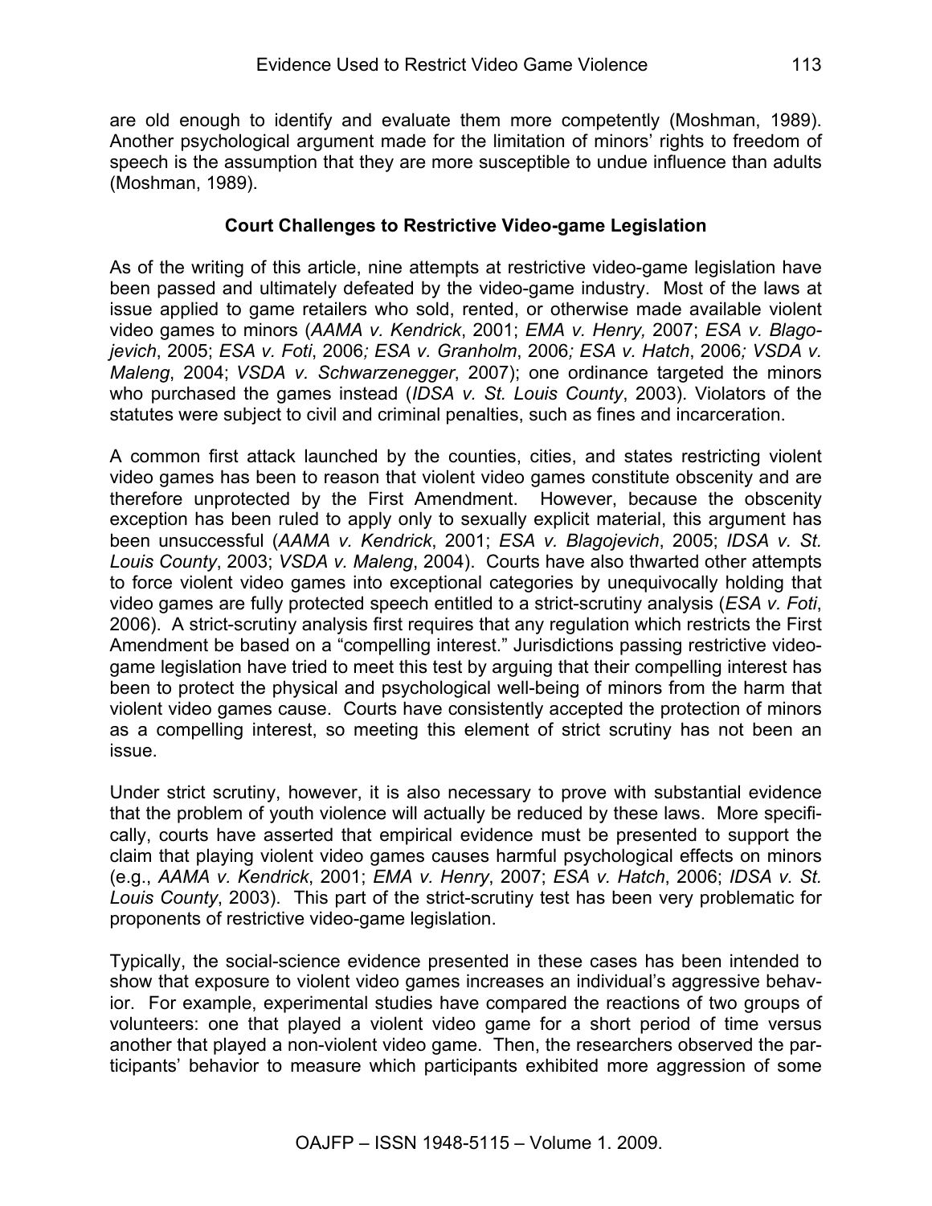are old enough to identify and evaluate them more competently (Moshman, 1989). Another psychological argument made for the limitation of minors' rights to freedom of speech is the assumption that they are more susceptible to undue influence than adults (Moshman, 1989).

## Court Challenges to Restrictive Video-game Legislation

As of the writing of this article, nine attempts at restrictive video-game legislation have been passed and ultimately defeated by the video-game industry. Most of the laws at issue applied to game retailers who sold, rented, or otherwise made available violent video games to minors (*AAMA v. Kendrick*, 2001; *EMA v. Henry,* 2007; *ESA v. Blagojevich*, 2005; *ESA v. Foti*, 2006*; ESA v. Granholm*, 2006*; ESA v. Hatch*, 2006*; VSDA v. Maleng*, 2004; *VSDA v. Schwarzenegger*, 2007); one ordinance targeted the minors who purchased the games instead (*IDSA v. St. Louis County*, 2003). Violators of the statutes were subject to civil and criminal penalties, such as fines and incarceration.

A common first attack launched by the counties, cities, and states restricting violent video games has been to reason that violent video games constitute obscenity and are therefore unprotected by the First Amendment. However, because the obscenity exception has been ruled to apply only to sexually explicit material, this argument has been unsuccessful (*AAMA v. Kendrick*, 2001; *ESA v. Blagojevich*, 2005; *IDSA v. St. Louis County*, 2003; *VSDA v. Maleng*, 2004). Courts have also thwarted other attempts to force violent video games into exceptional categories by unequivocally holding that video games are fully protected speech entitled to a strict-scrutiny analysis (*ESA v. Foti*, 2006). A strict-scrutiny analysis first requires that any regulation which restricts the First Amendment be based on a "compelling interest." Jurisdictions passing restrictive video-game legislation have tried to meet this test by arguing that their compelling interest has been to protect the physical and psychological well-being of minors from the harm that violent video games cause. Courts have consistently accepted the protection of minors as a compelling interest, so meeting this element of strict scrutiny has not been an issue.

Under strict scrutiny, however, it is also necessary to prove with substantial evidence that the problem of youth violence will actually be reduced by these laws. More specifically, courts have asserted that empirical evidence must be presented to support the claim that playing violent video games causes harmful psychological effects on minors (e.g., *AAMA v. Kendrick*, 2001; *EMA v. Henry*, 2007; *ESA v. Hatch*, 2006; *IDSA v. St. Louis County*, 2003). This part of the strict-scrutiny test has been very problematic for proponents of restrictive video-game legislation.

Typically, the social-science evidence presented in these cases has been intended to show that exposure to violent video games increases an individual's aggressive behavior. For example, experimental studies have compared the reactions of two groups of volunteers: one that played a violent video game for a short period of time versus another that played a non-violent video game. Then, the researchers observed the participants' behavior to measure which participants exhibited more aggression of some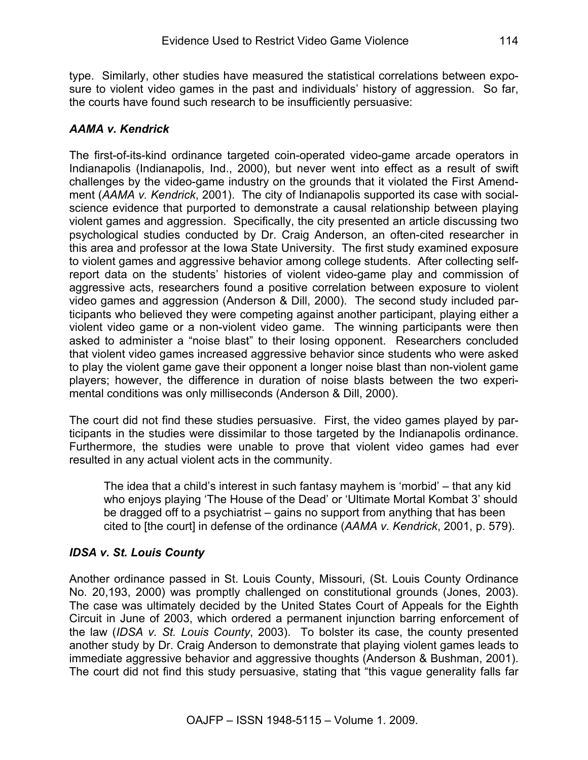type. Similarly, other studies have measured the statistical correlations between exposure to violent video games in the past and individuals' history of aggression. So far, the courts have found such research to be insufficiently persuasive:

### *AAMA v. Kendrick*

The first-of-its-kind ordinance targeted coin-operated video-game arcade operators in Indianapolis (Indianapolis, Ind., 2000), but never went into effect as a result of swift challenges by the video-game industry on the grounds that it violated the First Amendment (*AAMA v. Kendrick*, 2001). The city of Indianapolis supported its case with social-science evidence that purported to demonstrate a causal relationship between playing violent games and aggression. Specifically, the city presented an article discussing two psychological studies conducted by Dr. Craig Anderson, an often-cited researcher in this area and professor at the Iowa State University. The first study examined exposure to violent games and aggressive behavior among college students. After collecting self-report data on the students' histories of violent video-game play and commission of aggressive acts, researchers found a positive correlation between exposure to violent video games and aggression (Anderson & Dill, 2000). The second study included participants who believed they were competing against another participant, playing either a violent video game or a non-violent video game. The winning participants were then asked to administer a "noise blast" to their losing opponent. Researchers concluded that violent video games increased aggressive behavior since students who were asked to play the violent game gave their opponent a longer noise blast than non-violent game players; however, the difference in duration of noise blasts between the two experimental conditions was only milliseconds (Anderson & Dill, 2000).

The court did not find these studies persuasive. First, the video games played by participants in the studies were dissimilar to those targeted by the Indianapolis ordinance. Furthermore, the studies were unable to prove that violent video games had ever resulted in any actual violent acts in the community.

> The idea that a child's interest in such fantasy mayhem is 'morbid' – that any kid who enjoys playing 'The House of the Dead' or 'Ultimate Mortal Kombat 3' should be dragged off to a psychiatrist – gains no support from anything that has been cited to [the court] in defense of the ordinance (*AAMA v. Kendrick*, 2001, p. 579).

### *IDSA v. St. Louis County*

Another ordinance passed in St. Louis County, Missouri, (St. Louis County Ordinance No. 20,193, 2000) was promptly challenged on constitutional grounds (Jones, 2003). The case was ultimately decided by the United States Court of Appeals for the Eighth Circuit in June of 2003, which ordered a permanent injunction barring enforcement of the law (*IDSA v. St. Louis County*, 2003). To bolster its case, the county presented another study by Dr. Craig Anderson to demonstrate that playing violent games leads to immediate aggressive behavior and aggressive thoughts (Anderson & Bushman, 2001). The court did not find this study persuasive, stating that "this vague generality falls far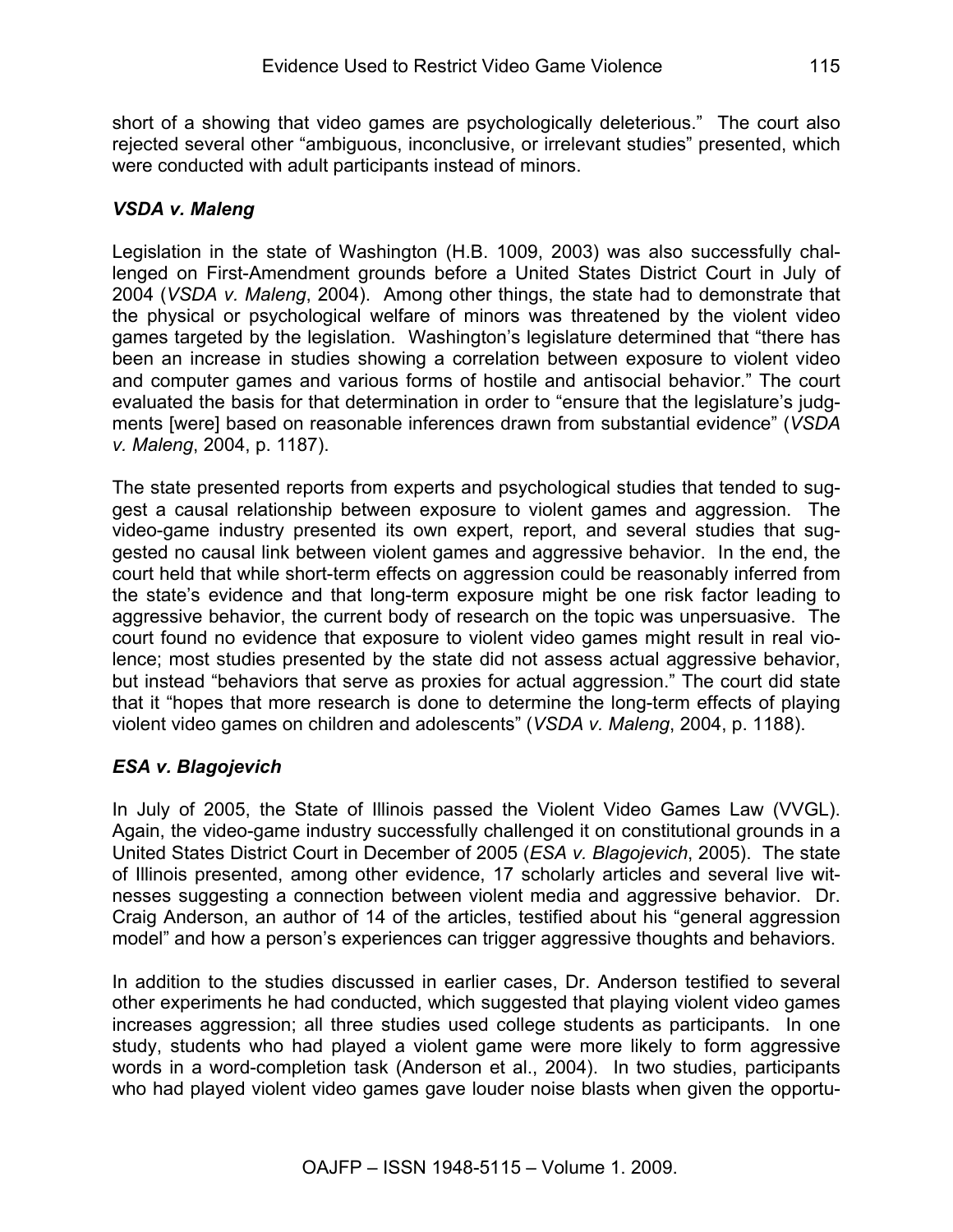short of a showing that video games are psychologically deleterious." The court also rejected several other "ambiguous, inconclusive, or irrelevant studies" presented, which were conducted with adult participants instead of minors.

### *VSDA v. Maleng*

Legislation in the state of Washington (H.B. 1009, 2003) was also successfully challenged on First-Amendment grounds before a United States District Court in July of 2004 (*VSDA v. Maleng*, 2004). Among other things, the state had to demonstrate that the physical or psychological welfare of minors was threatened by the violent video games targeted by the legislation. Washington's legislature determined that "there has been an increase in studies showing a correlation between exposure to violent video and computer games and various forms of hostile and antisocial behavior." The court evaluated the basis for that determination in order to "ensure that the legislature's judgments [were] based on reasonable inferences drawn from substantial evidence" (*VSDA v. Maleng*, 2004, p. 1187).

The state presented reports from experts and psychological studies that tended to suggest a causal relationship between exposure to violent games and aggression. The video-game industry presented its own expert, report, and several studies that suggested no causal link between violent games and aggressive behavior. In the end, the court held that while short-term effects on aggression could be reasonably inferred from the state's evidence and that long-term exposure might be one risk factor leading to aggressive behavior, the current body of research on the topic was unpersuasive. The court found no evidence that exposure to violent video games might result in real violence; most studies presented by the state did not assess actual aggressive behavior, but instead "behaviors that serve as proxies for actual aggression." The court did state that it "hopes that more research is done to determine the long-term effects of playing violent video games on children and adolescents" (*VSDA v. Maleng*, 2004, p. 1188).

### *ESA v. Blagojevich*

In July of 2005, the State of Illinois passed the Violent Video Games Law (VVGL). Again, the video-game industry successfully challenged it on constitutional grounds in a United States District Court in December of 2005 (*ESA v. Blagojevich*, 2005). The state of Illinois presented, among other evidence, 17 scholarly articles and several live witnesses suggesting a connection between violent media and aggressive behavior. Dr. Craig Anderson, an author of 14 of the articles, testified about his "general aggression model" and how a person's experiences can trigger aggressive thoughts and behaviors.

In addition to the studies discussed in earlier cases, Dr. Anderson testified to several other experiments he had conducted, which suggested that playing violent video games increases aggression; all three studies used college students as participants. In one study, students who had played a violent game were more likely to form aggressive words in a word-completion task (Anderson et al., 2004). In two studies, participants who had played violent video games gave louder noise blasts when given the opportu-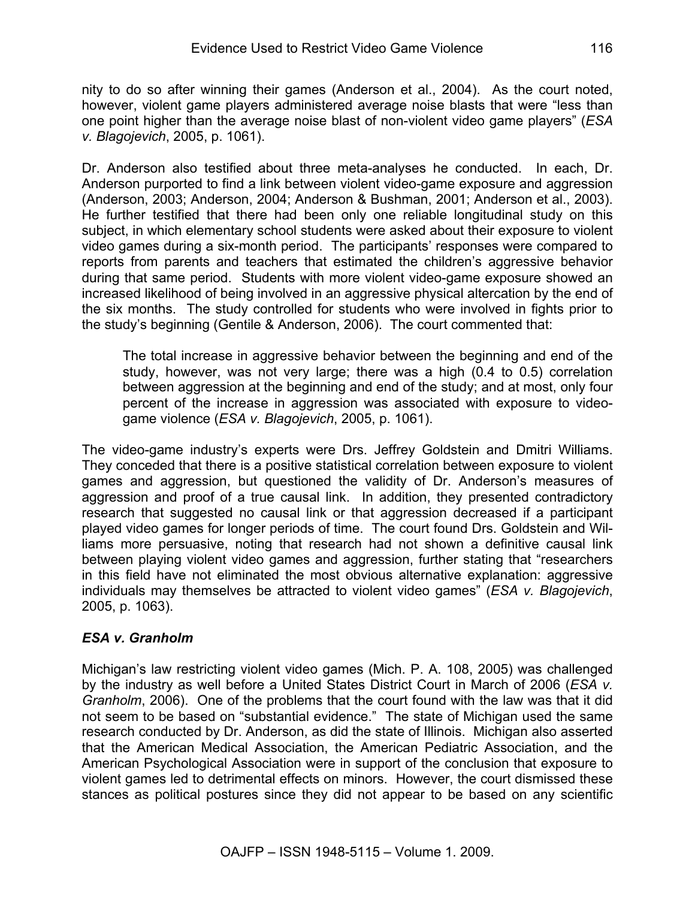nity to do so after winning their games (Anderson et al., 2004). As the court noted, however, violent game players administered average noise blasts that were "less than one point higher than the average noise blast of non-violent video game players" (*ESA v. Blagojevich*, 2005, p. 1061).

Dr. Anderson also testified about three meta-analyses he conducted. In each, Dr. Anderson purported to find a link between violent video-game exposure and aggression (Anderson, 2003; Anderson, 2004; Anderson & Bushman, 2001; Anderson et al., 2003). He further testified that there had been only one reliable longitudinal study on this subject, in which elementary school students were asked about their exposure to violent video games during a six-month period. The participants' responses were compared to reports from parents and teachers that estimated the children's aggressive behavior during that same period. Students with more violent video-game exposure showed an increased likelihood of being involved in an aggressive physical altercation by the end of the six months. The study controlled for students who were involved in fights prior to the study's beginning (Gentile & Anderson, 2006). The court commented that:

> The total increase in aggressive behavior between the beginning and end of the study, however, was not very large; there was a high (0.4 to 0.5) correlation between aggression at the beginning and end of the study; and at most, only four percent of the increase in aggression was associated with exposure to video-game violence (*ESA v. Blagojevich*, 2005, p. 1061).

The video-game industry's experts were Drs. Jeffrey Goldstein and Dmitri Williams. They conceded that there is a positive statistical correlation between exposure to violent games and aggression, but questioned the validity of Dr. Anderson's measures of aggression and proof of a true causal link. In addition, they presented contradictory research that suggested no causal link or that aggression decreased if a participant played video games for longer periods of time. The court found Drs. Goldstein and Williams more persuasive, noting that research had not shown a definitive causal link between playing violent video games and aggression, further stating that "researchers in this field have not eliminated the most obvious alternative explanation: aggressive individuals may themselves be attracted to violent video games" (*ESA v. Blagojevich*, 2005, p. 1063).

### *ESA v. Granholm*

Michigan's law restricting violent video games (Mich. P. A. 108, 2005) was challenged by the industry as well before a United States District Court in March of 2006 (*ESA v. Granholm*, 2006). One of the problems that the court found with the law was that it did not seem to be based on "substantial evidence." The state of Michigan used the same research conducted by Dr. Anderson, as did the state of Illinois. Michigan also asserted that the American Medical Association, the American Pediatric Association, and the American Psychological Association were in support of the conclusion that exposure to violent games led to detrimental effects on minors. However, the court dismissed these stances as political postures since they did not appear to be based on any scientific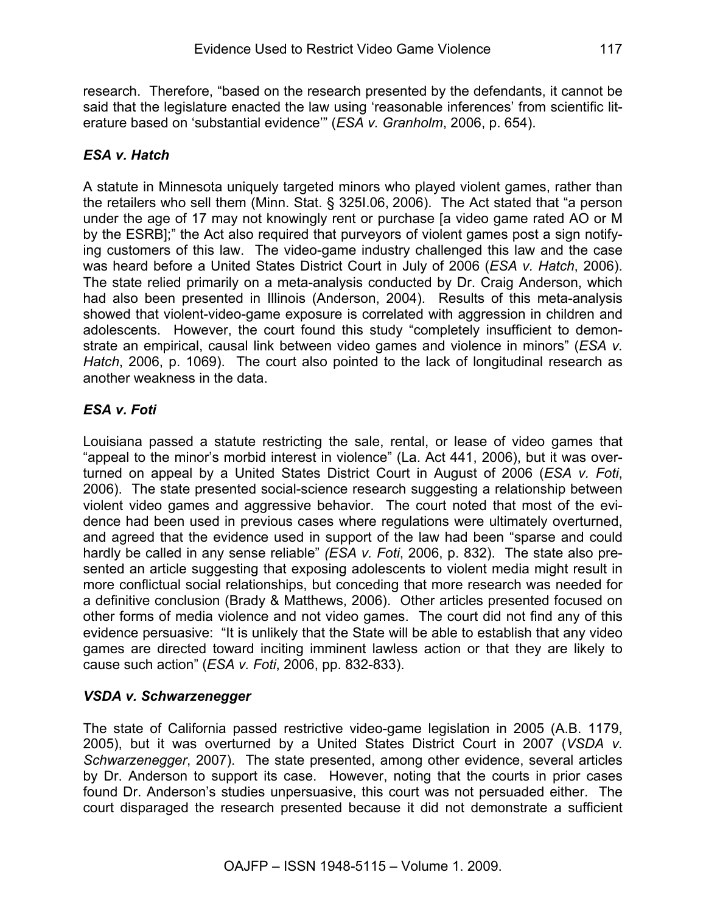research. Therefore, "based on the research presented by the defendants, it cannot be said that the legislature enacted the law using 'reasonable inferences' from scientific literature based on 'substantial evidence'" (*ESA v. Granholm*, 2006, p. 654).

### *ESA v. Hatch*

A statute in Minnesota uniquely targeted minors who played violent games, rather than the retailers who sell them (Minn. Stat. § 325I.06, 2006). The Act stated that "a person under the age of 17 may not knowingly rent or purchase [a video game rated AO or M by the ESRB];" the Act also required that purveyors of violent games post a sign notifying customers of this law. The video-game industry challenged this law and the case was heard before a United States District Court in July of 2006 (*ESA v. Hatch*, 2006). The state relied primarily on a meta-analysis conducted by Dr. Craig Anderson, which had also been presented in Illinois (Anderson, 2004). Results of this meta-analysis showed that violent-video-game exposure is correlated with aggression in children and adolescents. However, the court found this study "completely insufficient to demonstrate an empirical, causal link between video games and violence in minors" (*ESA v. Hatch*, 2006, p. 1069). The court also pointed to the lack of longitudinal research as another weakness in the data.

### *ESA v. Foti*

Louisiana passed a statute restricting the sale, rental, or lease of video games that "appeal to the minor's morbid interest in violence" (La. Act 441, 2006), but it was overturned on appeal by a United States District Court in August of 2006 (*ESA v. Foti*, 2006). The state presented social-science research suggesting a relationship between violent video games and aggressive behavior. The court noted that most of the evidence had been used in previous cases where regulations were ultimately overturned, and agreed that the evidence used in support of the law had been "sparse and could hardly be called in any sense reliable" *(ESA v. Foti*, 2006, p. 832). The state also presented an article suggesting that exposing adolescents to violent media might result in more conflictual social relationships, but conceding that more research was needed for a definitive conclusion (Brady & Matthews, 2006). Other articles presented focused on other forms of media violence and not video games. The court did not find any of this evidence persuasive: "It is unlikely that the State will be able to establish that any video games are directed toward inciting imminent lawless action or that they are likely to cause such action" (*ESA v. Foti*, 2006, pp. 832-833).

### *VSDA v. Schwarzenegger*

The state of California passed restrictive video-game legislation in 2005 (A.B. 1179, 2005), but it was overturned by a United States District Court in 2007 (*VSDA v. Schwarzenegger*, 2007). The state presented, among other evidence, several articles by Dr. Anderson to support its case. However, noting that the courts in prior cases found Dr. Anderson's studies unpersuasive, this court was not persuaded either. The court disparaged the research presented because it did not demonstrate a sufficient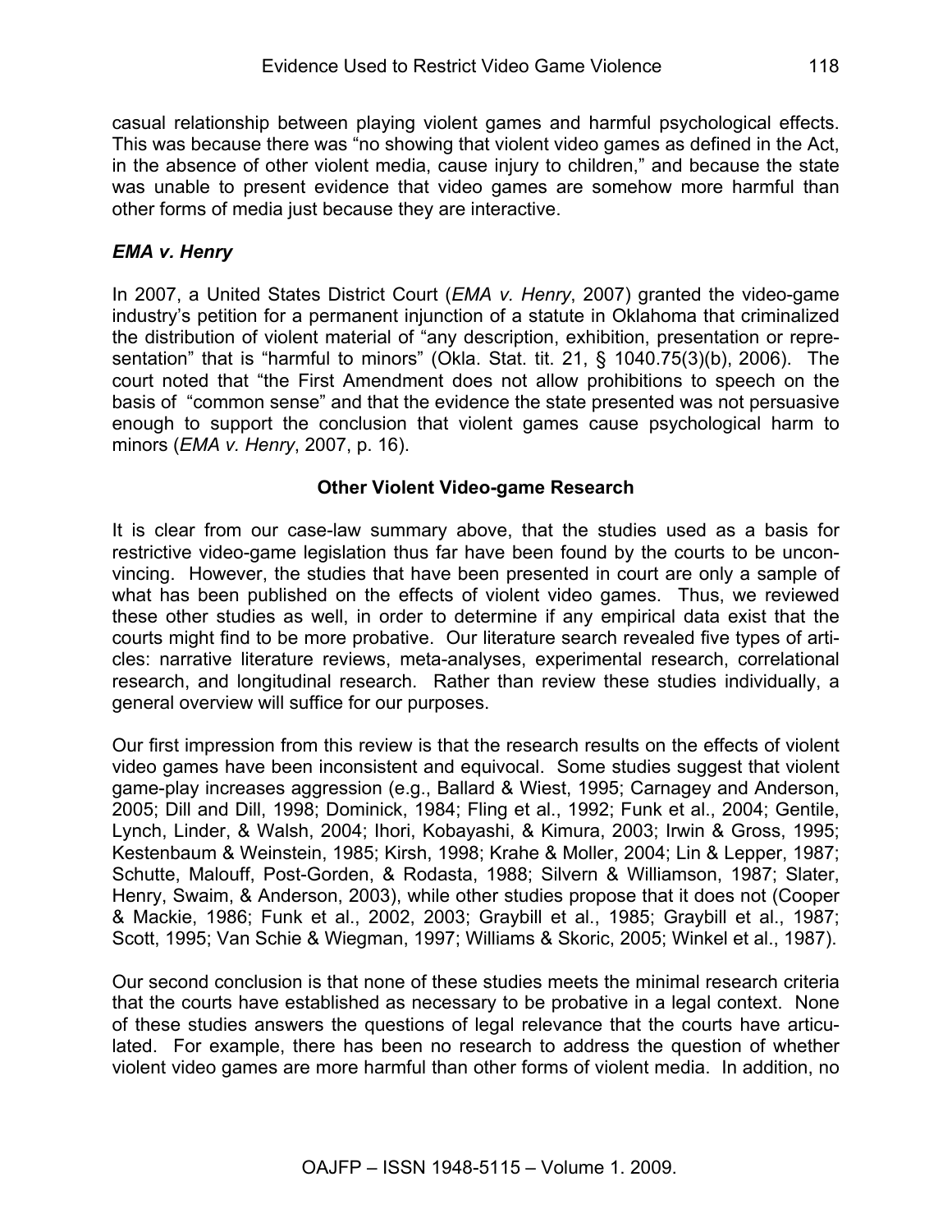casual relationship between playing violent games and harmful psychological effects. This was because there was "no showing that violent video games as defined in the Act, in the absence of other violent media, cause injury to children," and because the state was unable to present evidence that video games are somehow more harmful than other forms of media just because they are interactive.

### *EMA v. Henry*

In 2007, a United States District Court (*EMA v. Henry*, 2007) granted the video-game industry's petition for a permanent injunction of a statute in Oklahoma that criminalized the distribution of violent material of "any description, exhibition, presentation or representation" that is "harmful to minors" (Okla. Stat. tit. 21, § 1040.75(3)(b), 2006). The court noted that "the First Amendment does not allow prohibitions to speech on the basis of "common sense" and that the evidence the state presented was not persuasive enough to support the conclusion that violent games cause psychological harm to minors (*EMA v. Henry*, 2007, p. 16).

## Other Violent Video-game Research

It is clear from our case-law summary above, that the studies used as a basis for restrictive video-game legislation thus far have been found by the courts to be unconvincing. However, the studies that have been presented in court are only a sample of what has been published on the effects of violent video games. Thus, we reviewed these other studies as well, in order to determine if any empirical data exist that the courts might find to be more probative. Our literature search revealed five types of articles: narrative literature reviews, meta-analyses, experimental research, correlational research, and longitudinal research. Rather than review these studies individually, a general overview will suffice for our purposes.

Our first impression from this review is that the research results on the effects of violent video games have been inconsistent and equivocal. Some studies suggest that violent game-play increases aggression (e.g., Ballard & Wiest, 1995; Carnagey and Anderson, 2005; Dill and Dill, 1998; Dominick, 1984; Fling et al., 1992; Funk et al., 2004; Gentile, Lynch, Linder, & Walsh, 2004; Ihori, Kobayashi, & Kimura, 2003; Irwin & Gross, 1995; Kestenbaum & Weinstein, 1985; Kirsh, 1998; Krahe & Moller, 2004; Lin & Lepper, 1987; Schutte, Malouff, Post-Gorden, & Rodasta, 1988; Silvern & Williamson, 1987; Slater, Henry, Swaim, & Anderson, 2003), while other studies propose that it does not (Cooper & Mackie, 1986; Funk et al., 2002, 2003; Graybill et al., 1985; Graybill et al., 1987; Scott, 1995; Van Schie & Wiegman, 1997; Williams & Skoric, 2005; Winkel et al., 1987).

Our second conclusion is that none of these studies meets the minimal research criteria that the courts have established as necessary to be probative in a legal context. None of these studies answers the questions of legal relevance that the courts have articulated. For example, there has been no research to address the question of whether violent video games are more harmful than other forms of violent media. In addition, no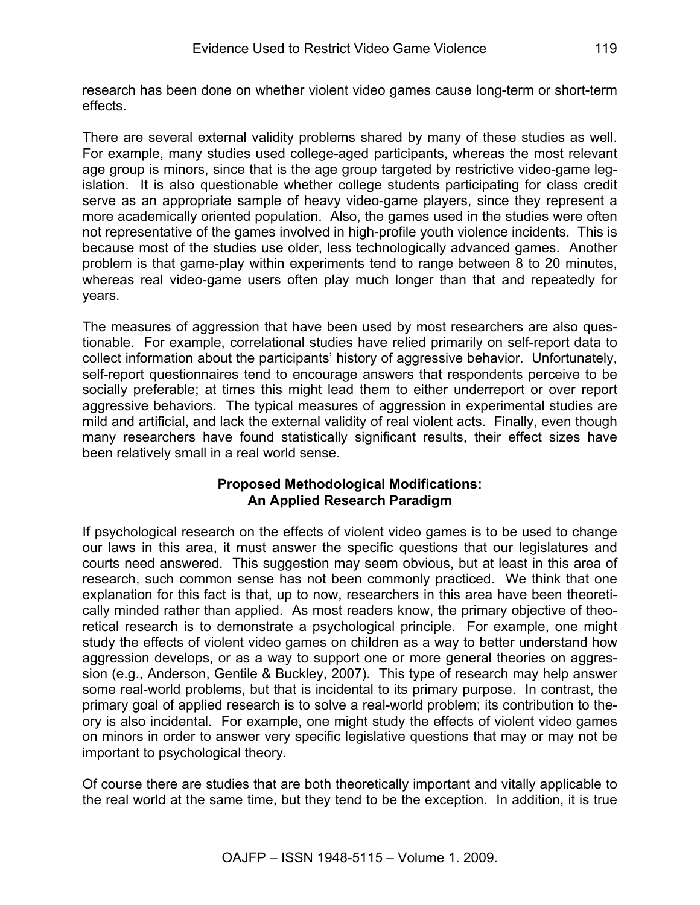research has been done on whether violent video games cause long-term or short-term effects.

There are several external validity problems shared by many of these studies as well. For example, many studies used college-aged participants, whereas the most relevant age group is minors, since that is the age group targeted by restrictive video-game legislation. It is also questionable whether college students participating for class credit serve as an appropriate sample of heavy video-game players, since they represent a more academically oriented population. Also, the games used in the studies were often not representative of the games involved in high-profile youth violence incidents. This is because most of the studies use older, less technologically advanced games. Another problem is that game-play within experiments tend to range between 8 to 20 minutes, whereas real video-game users often play much longer than that and repeatedly for years.

The measures of aggression that have been used by most researchers are also questionable. For example, correlational studies have relied primarily on self-report data to collect information about the participants' history of aggressive behavior. Unfortunately, self-report questionnaires tend to encourage answers that respondents perceive to be socially preferable; at times this might lead them to either underreport or over report aggressive behaviors. The typical measures of aggression in experimental studies are mild and artificial, and lack the external validity of real violent acts. Finally, even though many researchers have found statistically significant results, their effect sizes have been relatively small in a real world sense.

## Proposed Methodological Modifications: An Applied Research Paradigm

If psychological research on the effects of violent video games is to be used to change our laws in this area, it must answer the specific questions that our legislatures and courts need answered. This suggestion may seem obvious, but at least in this area of research, such common sense has not been commonly practiced. We think that one explanation for this fact is that, up to now, researchers in this area have been theoretically minded rather than applied. As most readers know, the primary objective of theoretical research is to demonstrate a psychological principle. For example, one might study the effects of violent video games on children as a way to better understand how aggression develops, or as a way to support one or more general theories on aggression (e.g., Anderson, Gentile & Buckley, 2007). This type of research may help answer some real-world problems, but that is incidental to its primary purpose. In contrast, the primary goal of applied research is to solve a real-world problem; its contribution to theory is also incidental. For example, one might study the effects of violent video games on minors in order to answer very specific legislative questions that may or may not be important to psychological theory.

Of course there are studies that are both theoretically important and vitally applicable to the real world at the same time, but they tend to be the exception. In addition, it is true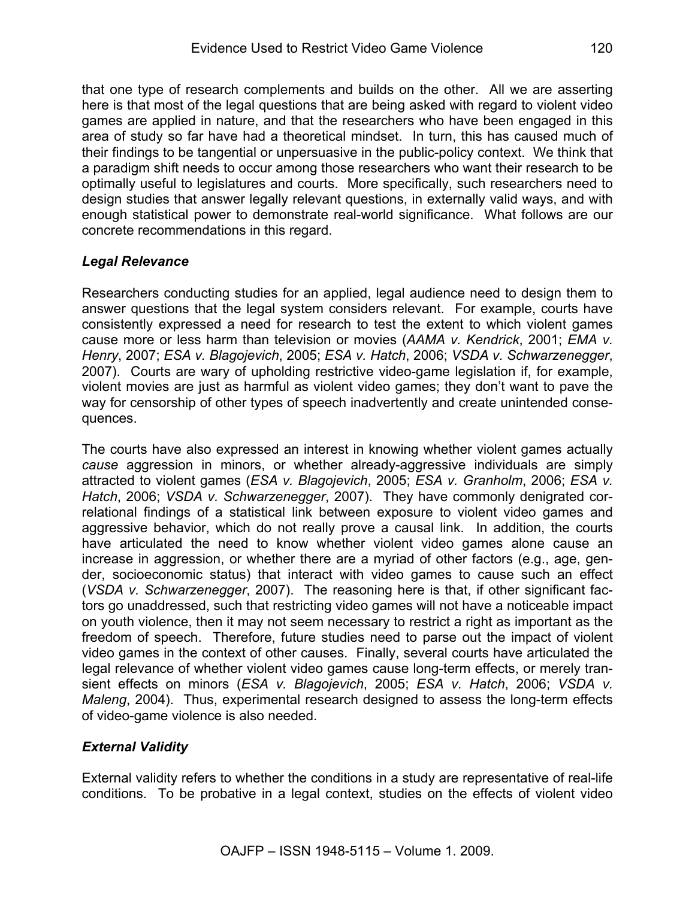that one type of research complements and builds on the other. All we are asserting here is that most of the legal questions that are being asked with regard to violent video games are applied in nature, and that the researchers who have been engaged in this area of study so far have had a theoretical mindset. In turn, this has caused much of their findings to be tangential or unpersuasive in the public-policy context. We think that a paradigm shift needs to occur among those researchers who want their research to be optimally useful to legislatures and courts. More specifically, such researchers need to design studies that answer legally relevant questions, in externally valid ways, and with enough statistical power to demonstrate real-world significance. What follows are our concrete recommendations in this regard.

### *Legal Relevance*

Researchers conducting studies for an applied, legal audience need to design them to answer questions that the legal system considers relevant. For example, courts have consistently expressed a need for research to test the extent to which violent games cause more or less harm than television or movies (*AAMA v. Kendrick*, 2001; *EMA v. Henry*, 2007; *ESA v. Blagojevich*, 2005; *ESA v. Hatch*, 2006; *VSDA v. Schwarzenegger*, 2007). Courts are wary of upholding restrictive video-game legislation if, for example, violent movies are just as harmful as violent video games; they don't want to pave the way for censorship of other types of speech inadvertently and create unintended consequences.

The courts have also expressed an interest in knowing whether violent games actually *cause* aggression in minors, or whether already-aggressive individuals are simply attracted to violent games (*ESA v. Blagojevich*, 2005; *ESA v. Granholm*, 2006; *ESA v. Hatch*, 2006; *VSDA v. Schwarzenegger*, 2007). They have commonly denigrated correlational findings of a statistical link between exposure to violent video games and aggressive behavior, which do not really prove a causal link. In addition, the courts have articulated the need to know whether violent video games alone cause an increase in aggression, or whether there are a myriad of other factors (e.g., age, gender, socioeconomic status) that interact with video games to cause such an effect (*VSDA v. Schwarzenegger*, 2007). The reasoning here is that, if other significant factors go unaddressed, such that restricting video games will not have a noticeable impact on youth violence, then it may not seem necessary to restrict a right as important as the freedom of speech. Therefore, future studies need to parse out the impact of violent video games in the context of other causes. Finally, several courts have articulated the legal relevance of whether violent video games cause long-term effects, or merely transient effects on minors (*ESA v. Blagojevich*, 2005; *ESA v. Hatch*, 2006; *VSDA v. Maleng*, 2004). Thus, experimental research designed to assess the long-term effects of video-game violence is also needed.

### *External Validity*

External validity refers to whether the conditions in a study are representative of real-life conditions. To be probative in a legal context, studies on the effects of violent video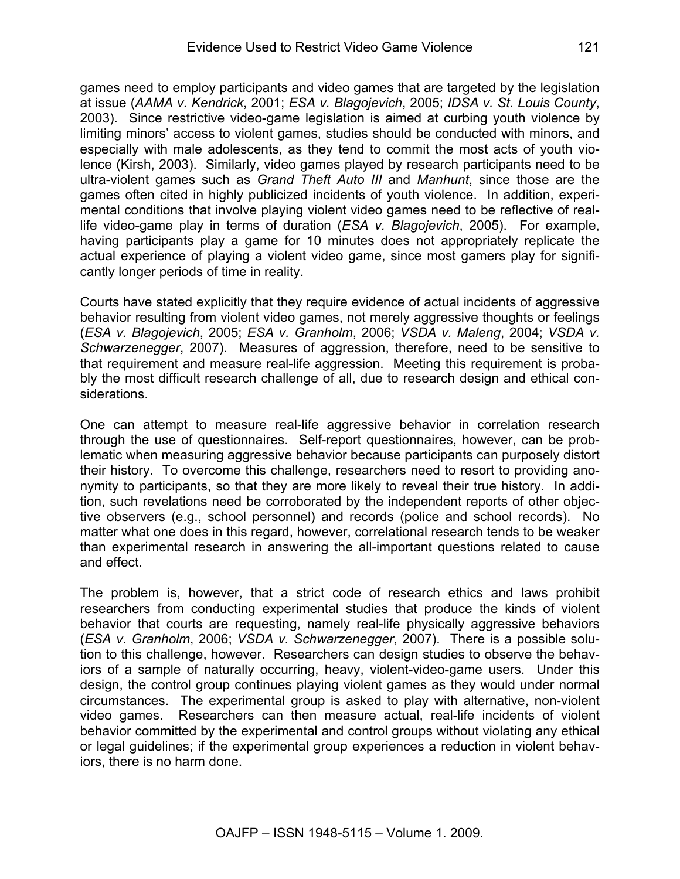games need to employ participants and video games that are targeted by the legislation at issue (*AAMA v. Kendrick*, 2001; *ESA v. Blagojevich*, 2005; *IDSA v. St. Louis County*, 2003). Since restrictive video-game legislation is aimed at curbing youth violence by limiting minors' access to violent games, studies should be conducted with minors, and especially with male adolescents, as they tend to commit the most acts of youth violence (Kirsh, 2003). Similarly, video games played by research participants need to be ultra-violent games such as *Grand Theft Auto III* and *Manhunt*, since those are the games often cited in highly publicized incidents of youth violence. In addition, experimental conditions that involve playing violent video games need to be reflective of real-life video-game play in terms of duration (*ESA v. Blagojevich*, 2005). For example, having participants play a game for 10 minutes does not appropriately replicate the actual experience of playing a violent video game, since most gamers play for significantly longer periods of time in reality.

Courts have stated explicitly that they require evidence of actual incidents of aggressive behavior resulting from violent video games, not merely aggressive thoughts or feelings (*ESA v. Blagojevich*, 2005; *ESA v. Granholm*, 2006; *VSDA v. Maleng*, 2004; *VSDA v. Schwarzenegger*, 2007). Measures of aggression, therefore, need to be sensitive to that requirement and measure real-life aggression. Meeting this requirement is probably the most difficult research challenge of all, due to research design and ethical considerations.

One can attempt to measure real-life aggressive behavior in correlation research through the use of questionnaires. Self-report questionnaires, however, can be problematic when measuring aggressive behavior because participants can purposely distort their history. To overcome this challenge, researchers need to resort to providing anonymity to participants, so that they are more likely to reveal their true history. In addition, such revelations need be corroborated by the independent reports of other objective observers (e.g., school personnel) and records (police and school records). No matter what one does in this regard, however, correlational research tends to be weaker than experimental research in answering the all-important questions related to cause and effect.

The problem is, however, that a strict code of research ethics and laws prohibit researchers from conducting experimental studies that produce the kinds of violent behavior that courts are requesting, namely real-life physically aggressive behaviors (*ESA v. Granholm*, 2006; *VSDA v. Schwarzenegger*, 2007). There is a possible solution to this challenge, however. Researchers can design studies to observe the behaviors of a sample of naturally occurring, heavy, violent-video-game users. Under this design, the control group continues playing violent games as they would under normal circumstances. The experimental group is asked to play with alternative, non-violent video games. Researchers can then measure actual, real-life incidents of violent behavior committed by the experimental and control groups without violating any ethical or legal guidelines; if the experimental group experiences a reduction in violent behaviors, there is no harm done.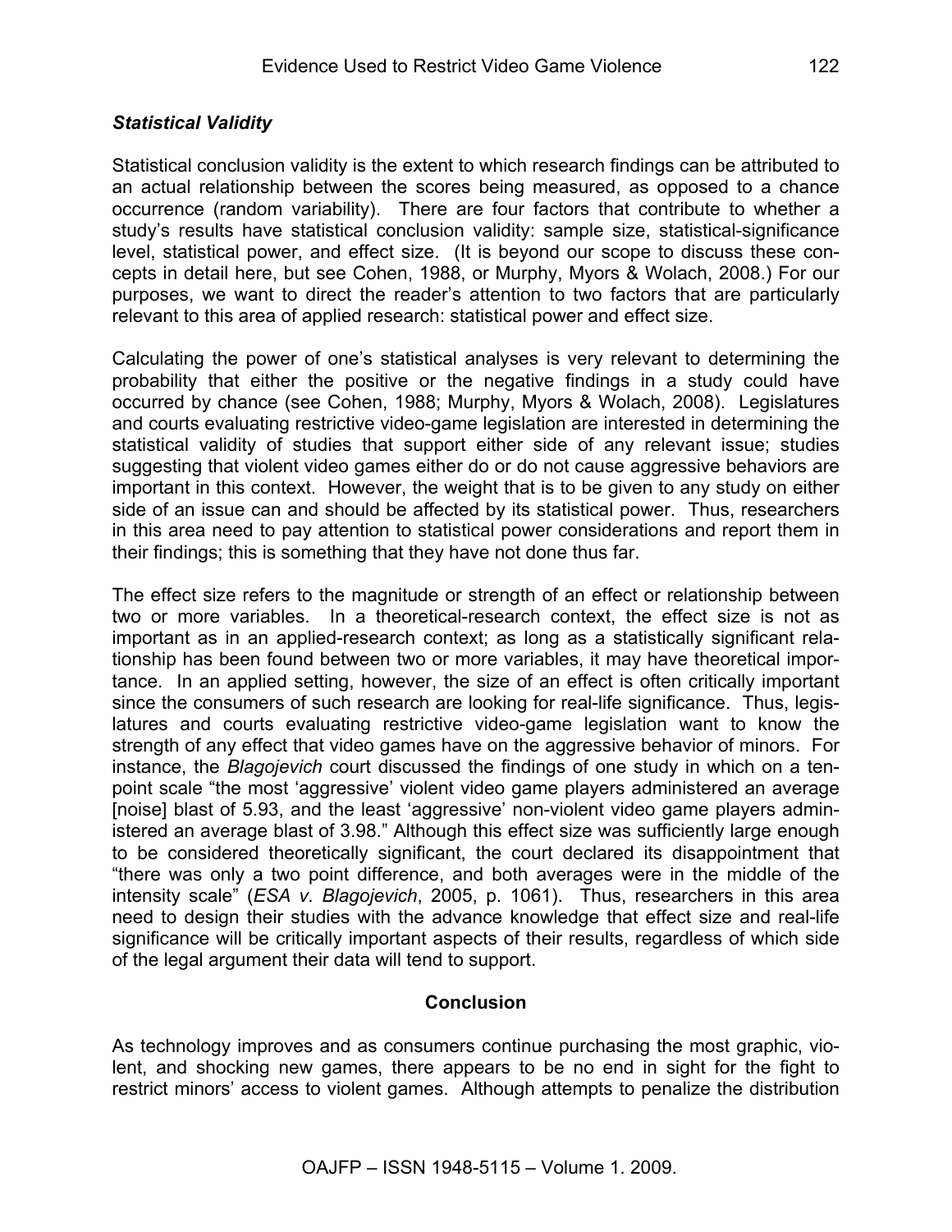### *Statistical Validity*

Statistical conclusion validity is the extent to which research findings can be attributed to an actual relationship between the scores being measured, as opposed to a chance occurrence (random variability). There are four factors that contribute to whether a study's results have statistical conclusion validity: sample size, statistical-significance level, statistical power, and effect size. (It is beyond our scope to discuss these concepts in detail here, but see Cohen, 1988, or Murphy, Myors & Wolach, 2008.) For our purposes, we want to direct the reader's attention to two factors that are particularly relevant to this area of applied research: statistical power and effect size.

Calculating the power of one's statistical analyses is very relevant to determining the probability that either the positive or the negative findings in a study could have occurred by chance (see Cohen, 1988; Murphy, Myors & Wolach, 2008). Legislatures and courts evaluating restrictive video-game legislation are interested in determining the statistical validity of studies that support either side of any relevant issue; studies suggesting that violent video games either do or do not cause aggressive behaviors are important in this context. However, the weight that is to be given to any study on either side of an issue can and should be affected by its statistical power. Thus, researchers in this area need to pay attention to statistical power considerations and report them in their findings; this is something that they have not done thus far.

The effect size refers to the magnitude or strength of an effect or relationship between two or more variables. In a theoretical-research context, the effect size is not as important as in an applied-research context; as long as a statistically significant relationship has been found between two or more variables, it may have theoretical importance. In an applied setting, however, the size of an effect is often critically important since the consumers of such research are looking for real-life significance. Thus, legislatures and courts evaluating restrictive video-game legislation want to know the strength of any effect that video games have on the aggressive behavior of minors. For instance, the *Blagojevich* court discussed the findings of one study in which on a ten-point scale "the most 'aggressive' violent video game players administered an average [noise] blast of 5.93, and the least 'aggressive' non-violent video game players administered an average blast of 3.98." Although this effect size was sufficiently large enough to be considered theoretically significant, the court declared its disappointment that "there was only a two point difference, and both averages were in the middle of the intensity scale" (*ESA v. Blagojevich*, 2005, p. 1061). Thus, researchers in this area need to design their studies with the advance knowledge that effect size and real-life significance will be critically important aspects of their results, regardless of which side of the legal argument their data will tend to support.

## Conclusion

As technology improves and as consumers continue purchasing the most graphic, violent, and shocking new games, there appears to be no end in sight for the fight to restrict minors' access to violent games. Although attempts to penalize the distribution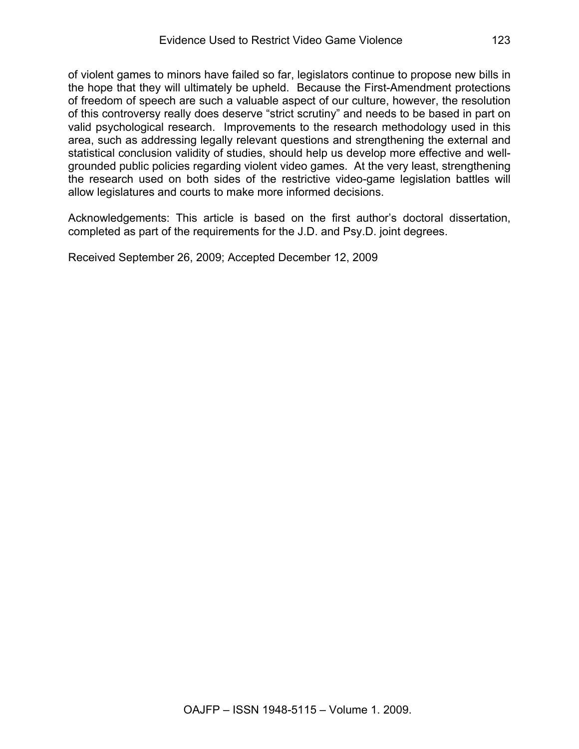of violent games to minors have failed so far, legislators continue to propose new bills in the hope that they will ultimately be upheld. Because the First-Amendment protections of freedom of speech are such a valuable aspect of our culture, however, the resolution of this controversy really does deserve "strict scrutiny" and needs to be based in part on valid psychological research. Improvements to the research methodology used in this area, such as addressing legally relevant questions and strengthening the external and statistical conclusion validity of studies, should help us develop more effective and well-grounded public policies regarding violent video games. At the very least, strengthening the research used on both sides of the restrictive video-game legislation battles will allow legislatures and courts to make more informed decisions.

Acknowledgements: This article is based on the first author's doctoral dissertation, completed as part of the requirements for the J.D. and Psy.D. joint degrees.

Received September 26, 2009; Accepted December 12, 2009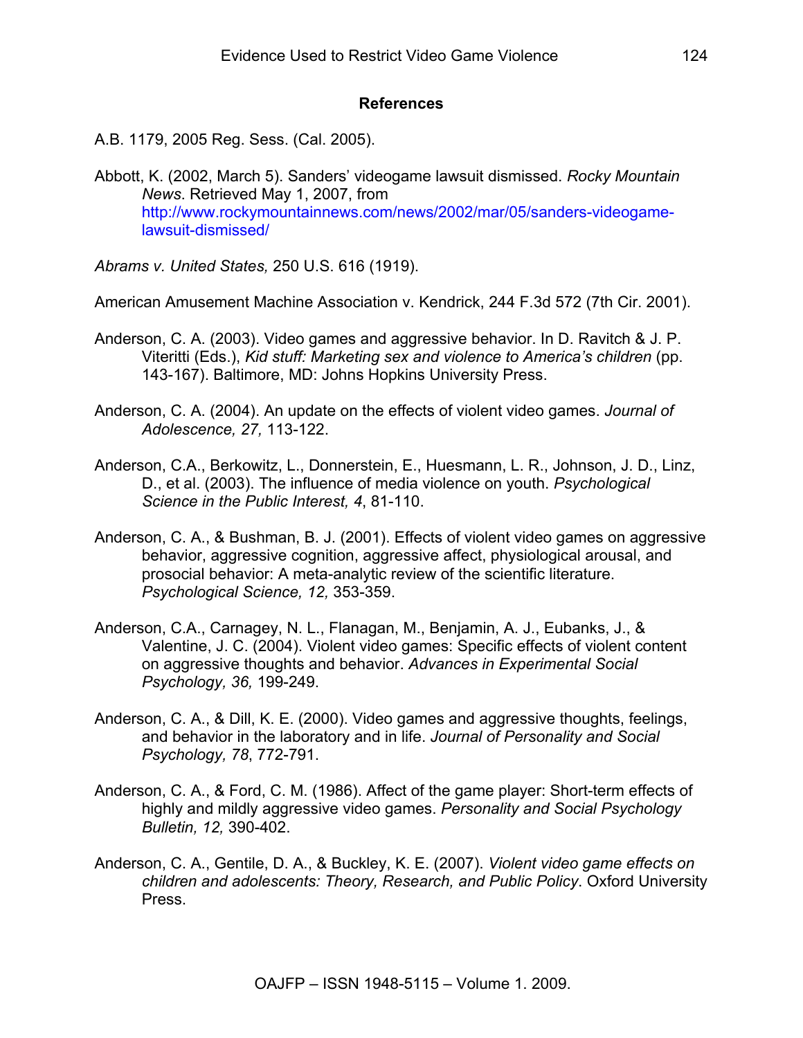## References

A.B. 1179, 2005 Reg. Sess. (Cal. 2005).

Abbott, K. (2002, March 5). Sanders' videogame lawsuit dismissed. *Rocky Mountain News*. Retrieved May 1, 2007, from http://www.rockymountainnews.com/news/2002/mar/05/sanders-videogame-lawsuit-dismissed/

*Abrams v. United States,* 250 U.S. 616 (1919).

American Amusement Machine Association v. Kendrick, 244 F.3d 572 (7th Cir. 2001).

Anderson, C. A. (2003). Video games and aggressive behavior. In D. Ravitch & J. P. Viteritti (Eds.), *Kid stuff: Marketing sex and violence to America's children* (pp. 143-167). Baltimore, MD: Johns Hopkins University Press.

Anderson, C. A. (2004). An update on the effects of violent video games. *Journal of Adolescence, 27,* 113-122.

Anderson, C.A., Berkowitz, L., Donnerstein, E., Huesmann, L. R., Johnson, J. D., Linz, D., et al. (2003). The influence of media violence on youth. *Psychological Science in the Public Interest, 4*, 81-110.

Anderson, C. A., & Bushman, B. J. (2001). Effects of violent video games on aggressive behavior, aggressive cognition, aggressive affect, physiological arousal, and prosocial behavior: A meta-analytic review of the scientific literature. *Psychological Science, 12,* 353-359.

Anderson, C.A., Carnagey, N. L., Flanagan, M., Benjamin, A. J., Eubanks, J., & Valentine, J. C. (2004). Violent video games: Specific effects of violent content on aggressive thoughts and behavior. *Advances in Experimental Social Psychology, 36,* 199-249.

Anderson, C. A., & Dill, K. E. (2000). Video games and aggressive thoughts, feelings, and behavior in the laboratory and in life. *Journal of Personality and Social Psychology, 78*, 772-791.

Anderson, C. A., & Ford, C. M. (1986). Affect of the game player: Short-term effects of highly and mildly aggressive video games. *Personality and Social Psychology Bulletin, 12,* 390-402.

Anderson, C. A., Gentile, D. A., & Buckley, K. E. (2007). *Violent video game effects on children and adolescents: Theory, Research, and Public Policy*. Oxford University Press.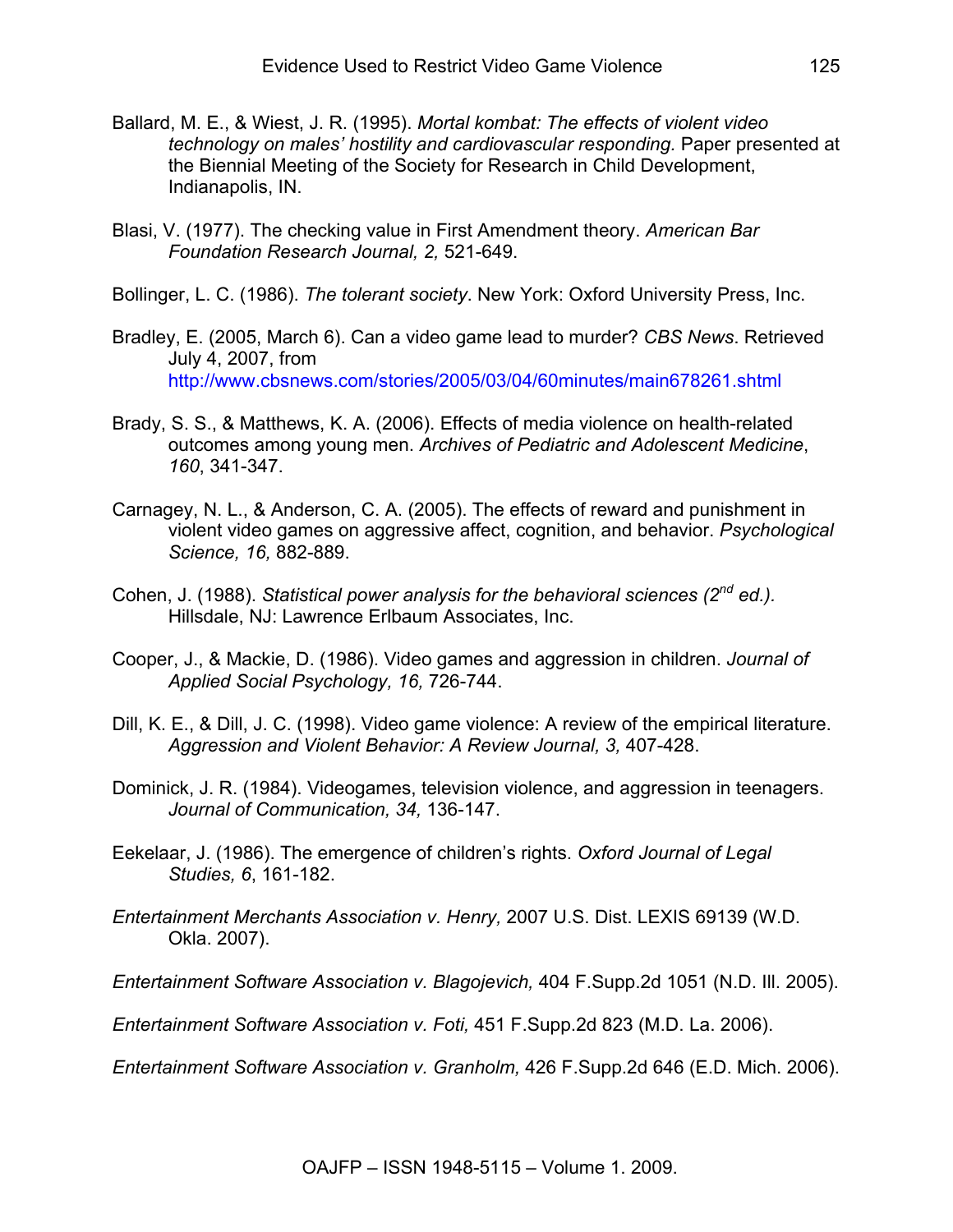Ballard, M. E., & Wiest, J. R. (1995). *Mortal kombat: The effects of violent video technology on males' hostility and cardiovascular responding.* Paper presented at the Biennial Meeting of the Society for Research in Child Development, Indianapolis, IN.

Blasi, V. (1977). The checking value in First Amendment theory. *American Bar Foundation Research Journal, 2,* 521-649.

Bollinger, L. C. (1986). *The tolerant society*. New York: Oxford University Press, Inc.

Bradley, E. (2005, March 6). Can a video game lead to murder? *CBS News*. Retrieved July 4, 2007, from http://www.cbsnews.com/stories/2005/03/04/60minutes/main678261.shtml

Brady, S. S., & Matthews, K. A. (2006). Effects of media violence on health-related outcomes among young men. *Archives of Pediatric and Adolescent Medicine*, *160*, 341-347.

Carnagey, N. L., & Anderson, C. A. (2005). The effects of reward and punishment in violent video games on aggressive affect, cognition, and behavior. *Psychological Science, 16,* 882-889.

Cohen, J. (1988). *Statistical power analysis for the behavioral sciences (2nd ed.).* Hillsdale, NJ: Lawrence Erlbaum Associates, Inc.

Cooper, J., & Mackie, D. (1986). Video games and aggression in children. *Journal of Applied Social Psychology, 16,* 726-744.

Dill, K. E., & Dill, J. C. (1998). Video game violence: A review of the empirical literature. *Aggression and Violent Behavior: A Review Journal, 3,* 407-428.

Dominick, J. R. (1984). Videogames, television violence, and aggression in teenagers. *Journal of Communication, 34,* 136-147.

Eekelaar, J. (1986). The emergence of children's rights. *Oxford Journal of Legal Studies, 6*, 161-182.

*Entertainment Merchants Association v. Henry,* 2007 U.S. Dist. LEXIS 69139 (W.D. Okla. 2007).

*Entertainment Software Association v. Blagojevich,* 404 F.Supp.2d 1051 (N.D. Ill. 2005).

*Entertainment Software Association v. Foti,* 451 F.Supp.2d 823 (M.D. La. 2006).

*Entertainment Software Association v. Granholm,* 426 F.Supp.2d 646 (E.D. Mich. 2006).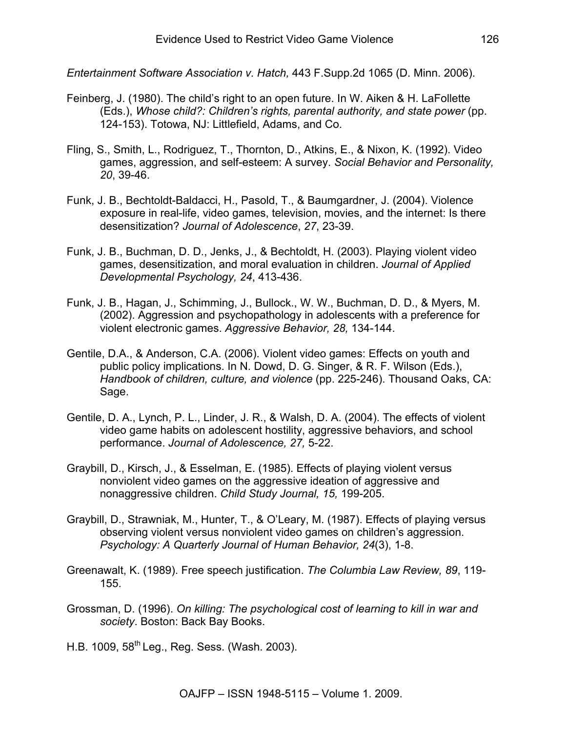*Entertainment Software Association v. Hatch,* 443 F.Supp.2d 1065 (D. Minn. 2006).

Feinberg, J. (1980). The child's right to an open future. In W. Aiken & H. LaFollette (Eds.), *Whose child?: Children's rights, parental authority, and state power* (pp. 124-153). Totowa, NJ: Littlefield, Adams, and Co.

Fling, S., Smith, L., Rodriguez, T., Thornton, D., Atkins, E., & Nixon, K. (1992). Video games, aggression, and self-esteem: A survey. *Social Behavior and Personality, 20*, 39-46.

Funk, J. B., Bechtoldt-Baldacci, H., Pasold, T., & Baumgardner, J. (2004). Violence exposure in real-life, video games, television, movies, and the internet: Is there desensitization? *Journal of Adolescence*, *27*, 23-39.

Funk, J. B., Buchman, D. D., Jenks, J., & Bechtoldt, H. (2003). Playing violent video games, desensitization, and moral evaluation in children. *Journal of Applied Developmental Psychology, 24*, 413-436.

Funk, J. B., Hagan, J., Schimming, J., Bullock., W. W., Buchman, D. D., & Myers, M. (2002). Aggression and psychopathology in adolescents with a preference for violent electronic games. *Aggressive Behavior, 28,* 134-144.

Gentile, D.A., & Anderson, C.A. (2006). Violent video games: Effects on youth and public policy implications. In N. Dowd, D. G. Singer, & R. F. Wilson (Eds.), *Handbook of children, culture, and violence* (pp. 225-246). Thousand Oaks, CA: Sage.

Gentile, D. A., Lynch, P. L., Linder, J. R., & Walsh, D. A. (2004). The effects of violent video game habits on adolescent hostility, aggressive behaviors, and school performance. *Journal of Adolescence, 27,* 5-22.

Graybill, D., Kirsch, J., & Esselman, E. (1985). Effects of playing violent versus nonviolent video games on the aggressive ideation of aggressive and nonaggressive children. *Child Study Journal, 15,* 199-205.

Graybill, D., Strawniak, M., Hunter, T., & O'Leary, M. (1987). Effects of playing versus observing violent versus nonviolent video games on children's aggression. *Psychology: A Quarterly Journal of Human Behavior, 24*(3), 1-8.

Greenawalt, K. (1989). Free speech justification. *The Columbia Law Review, 89*, 119-155.

Grossman, D. (1996). *On killing: The psychological cost of learning to kill in war and society*. Boston: Back Bay Books.

H.B. 1009, 58th Leg., Reg. Sess. (Wash. 2003).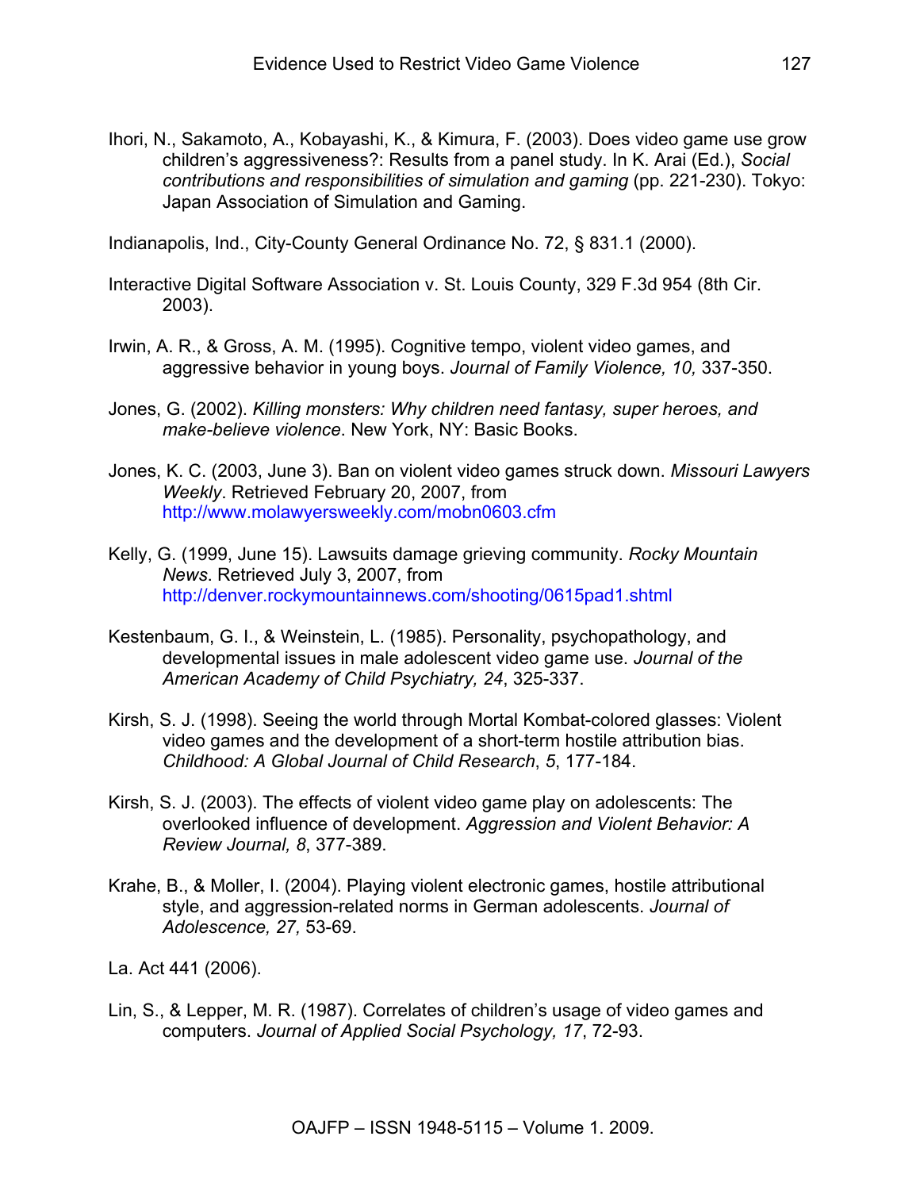Ihori, N., Sakamoto, A., Kobayashi, K., & Kimura, F. (2003). Does video game use grow children's aggressiveness?: Results from a panel study. In K. Arai (Ed.), *Social contributions and responsibilities of simulation and gaming* (pp. 221-230). Tokyo: Japan Association of Simulation and Gaming.

Indianapolis, Ind., City-County General Ordinance No. 72, § 831.1 (2000).

Interactive Digital Software Association v. St. Louis County, 329 F.3d 954 (8th Cir. 2003).

Irwin, A. R., & Gross, A. M. (1995). Cognitive tempo, violent video games, and aggressive behavior in young boys. *Journal of Family Violence, 10,* 337-350.

Jones, G. (2002). *Killing monsters: Why children need fantasy, super heroes, and make-believe violence*. New York, NY: Basic Books.

Jones, K. C. (2003, June 3). Ban on violent video games struck down. *Missouri Lawyers Weekly*. Retrieved February 20, 2007, from http://www.molawyersweekly.com/mobn0603.cfm

Kelly, G. (1999, June 15). Lawsuits damage grieving community. *Rocky Mountain News*. Retrieved July 3, 2007, from http://denver.rockymountainnews.com/shooting/0615pad1.shtml

Kestenbaum, G. I., & Weinstein, L. (1985). Personality, psychopathology, and developmental issues in male adolescent video game use. *Journal of the American Academy of Child Psychiatry, 24*, 325-337.

Kirsh, S. J. (1998). Seeing the world through Mortal Kombat-colored glasses: Violent video games and the development of a short-term hostile attribution bias. *Childhood: A Global Journal of Child Research*, *5*, 177-184.

Kirsh, S. J. (2003). The effects of violent video game play on adolescents: The overlooked influence of development. *Aggression and Violent Behavior: A Review Journal, 8*, 377-389.

Krahe, B., & Moller, I. (2004). Playing violent electronic games, hostile attributional style, and aggression-related norms in German adolescents. *Journal of Adolescence, 27,* 53-69.

La. Act 441 (2006).

Lin, S., & Lepper, M. R. (1987). Correlates of children's usage of video games and computers. *Journal of Applied Social Psychology, 17*, 72-93.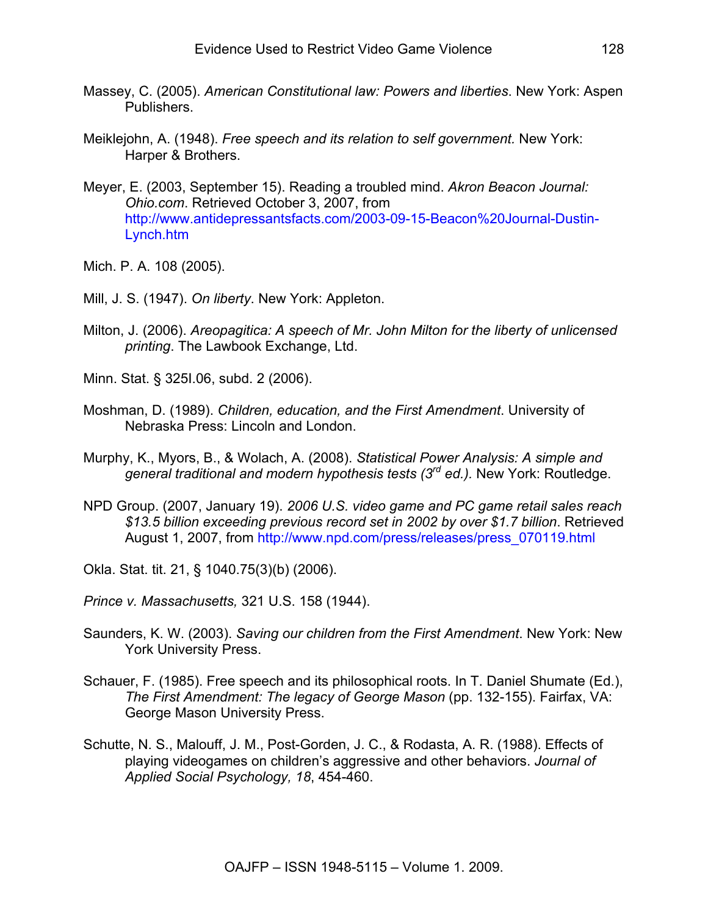Massey, C. (2005). *American Constitutional law: Powers and liberties*. New York: Aspen Publishers.

Meiklejohn, A. (1948). *Free speech and its relation to self government.* New York: Harper & Brothers.

Meyer, E. (2003, September 15). Reading a troubled mind. *Akron Beacon Journal: Ohio.com*. Retrieved October 3, 2007, from http://www.antidepressantsfacts.com/2003-09-15-Beacon%20Journal-Dustin-Lynch.htm

Mich. P. A. 108 (2005).

Mill, J. S. (1947). *On liberty*. New York: Appleton.

Milton, J. (2006). *Areopagitica: A speech of Mr. John Milton for the liberty of unlicensed printing*. The Lawbook Exchange, Ltd.

Minn. Stat. § 325I.06, subd. 2 (2006).

Moshman, D. (1989). *Children, education, and the First Amendment*. University of Nebraska Press: Lincoln and London.

Murphy, K., Myors, B., & Wolach, A. (2008). *Statistical Power Analysis: A simple and general traditional and modern hypothesis tests (3rd ed.).* New York: Routledge.

NPD Group. (2007, January 19). *2006 U.S. video game and PC game retail sales reach $13.5 billion exceeding previous record set in 2002 by over $1.7 billion*. Retrieved August 1, 2007, from http://www.npd.com/press/releases/press_070119.html

Okla. Stat. tit. 21, § 1040.75(3)(b) (2006).

*Prince v. Massachusetts,* 321 U.S. 158 (1944).

Saunders, K. W. (2003). *Saving our children from the First Amendment*. New York: New York University Press.

Schauer, F. (1985). Free speech and its philosophical roots. In T. Daniel Shumate (Ed.), *The First Amendment: The legacy of George Mason* (pp. 132-155). Fairfax, VA: George Mason University Press.

Schutte, N. S., Malouff, J. M., Post-Gorden, J. C., & Rodasta, A. R. (1988). Effects of playing videogames on children's aggressive and other behaviors. *Journal of Applied Social Psychology, 18*, 454-460.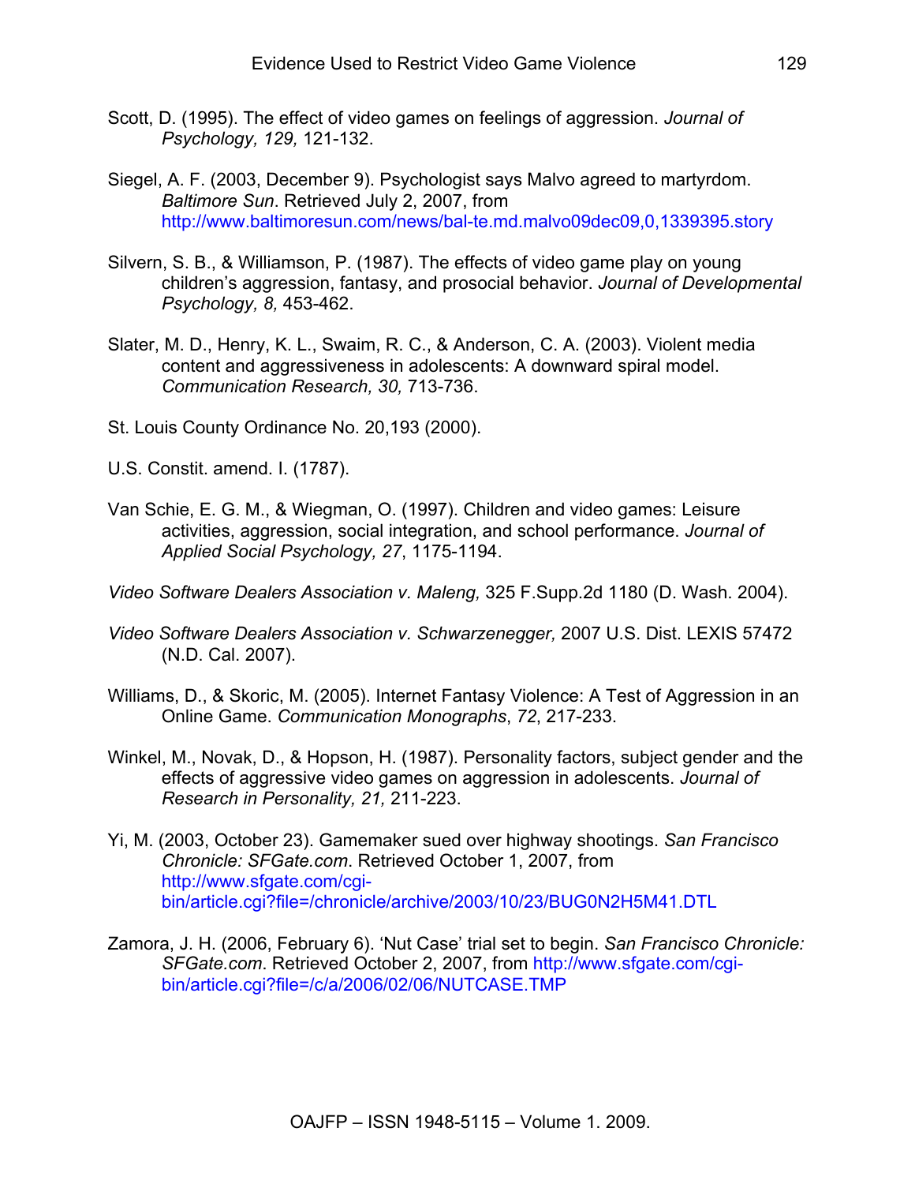Scott, D. (1995). The effect of video games on feelings of aggression. *Journal of Psychology, 129,* 121-132.

Siegel, A. F. (2003, December 9). Psychologist says Malvo agreed to martyrdom. *Baltimore Sun*. Retrieved July 2, 2007, from http://www.baltimoresun.com/news/bal-te.md.malvo09dec09,0,1339395.story

Silvern, S. B., & Williamson, P. (1987). The effects of video game play on young children's aggression, fantasy, and prosocial behavior. *Journal of Developmental Psychology, 8,* 453-462.

Slater, M. D., Henry, K. L., Swaim, R. C., & Anderson, C. A. (2003). Violent media content and aggressiveness in adolescents: A downward spiral model. *Communication Research, 30,* 713-736.

St. Louis County Ordinance No. 20,193 (2000).

U.S. Constit. amend. I. (1787).

Van Schie, E. G. M., & Wiegman, O. (1997). Children and video games: Leisure activities, aggression, social integration, and school performance. *Journal of Applied Social Psychology, 27*, 1175-1194.

*Video Software Dealers Association v. Maleng,* 325 F.Supp.2d 1180 (D. Wash. 2004).

*Video Software Dealers Association v. Schwarzenegger,* 2007 U.S. Dist. LEXIS 57472 (N.D. Cal. 2007).

Williams, D., & Skoric, M. (2005). Internet Fantasy Violence: A Test of Aggression in an Online Game. *Communication Monographs*, *72*, 217-233.

Winkel, M., Novak, D., & Hopson, H. (1987). Personality factors, subject gender and the effects of aggressive video games on aggression in adolescents. *Journal of Research in Personality, 21,* 211-223.

Yi, M. (2003, October 23). Gamemaker sued over highway shootings. *San Francisco Chronicle: SFGate.com*. Retrieved October 1, 2007, from http://www.sfgate.com/cgi-bin/article.cgi?file=/chronicle/archive/2003/10/23/BUG0N2H5M41.DTL

Zamora, J. H. (2006, February 6). 'Nut Case' trial set to begin. *San Francisco Chronicle: SFGate.com*. Retrieved October 2, 2007, from http://www.sfgate.com/cgi-bin/article.cgi?file=/c/a/2006/02/06/NUTCASE.TMP